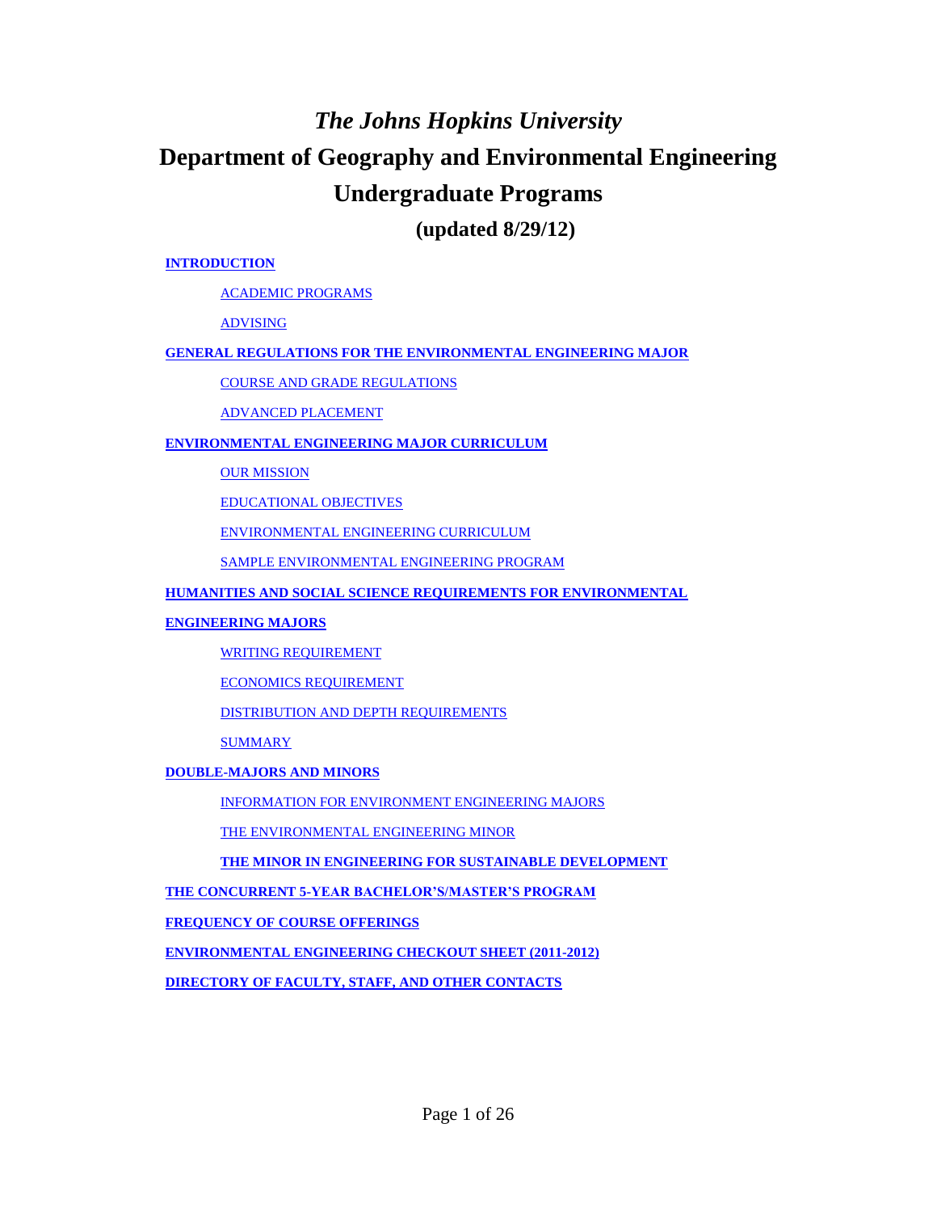# *The Johns Hopkins University*

# Department of Geography and Environmental Engineering

# Undergraduate Programs

## (updated 8/29/12)

**INTRODUCTION**

- ACADEMIC PROGRAMS
- ADVISING

**GENERAL REGULATIONS FOR THE ENVIRONMENTAL ENGINEERING MAJOR**

- COURSE AND GRADE REGULATIONS
- ADVANCED PLACEMENT

**ENVIRONMENTAL ENGINEERING MAJOR CURRICULUM**

- OUR MISSION
- EDUCATIONAL OBJECTIVES
- ENVIRONMENTAL ENGINEERING CURRICULUM
- SAMPLE ENVIRONMENTAL ENGINEERING PROGRAM

**HUMANITIES AND SOCIAL SCIENCE REQUIREMENTS FOR ENVIRONMENTAL ENGINEERING MAJORS**

- WRITING REQUIREMENT
- ECONOMICS REQUIREMENT
- DISTRIBUTION AND DEPTH REQUIREMENTS
- SUMMARY

**DOUBLE-MAJORS AND MINORS**

- INFORMATION FOR ENVIRONMENT ENGINEERING MAJORS
- THE ENVIRONMENTAL ENGINEERING MINOR
- **THE MINOR IN ENGINEERING FOR SUSTAINABLE DEVELOPMENT**

**THE CONCURRENT 5-YEAR BACHELOR'S/MASTER'S PROGRAM**

**FREQUENCY OF COURSE OFFERINGS**

**ENVIRONMENTAL ENGINEERING CHECKOUT SHEET (2011-2012)**

**DIRECTORY OF FACULTY, STAFF, AND OTHER CONTACTS**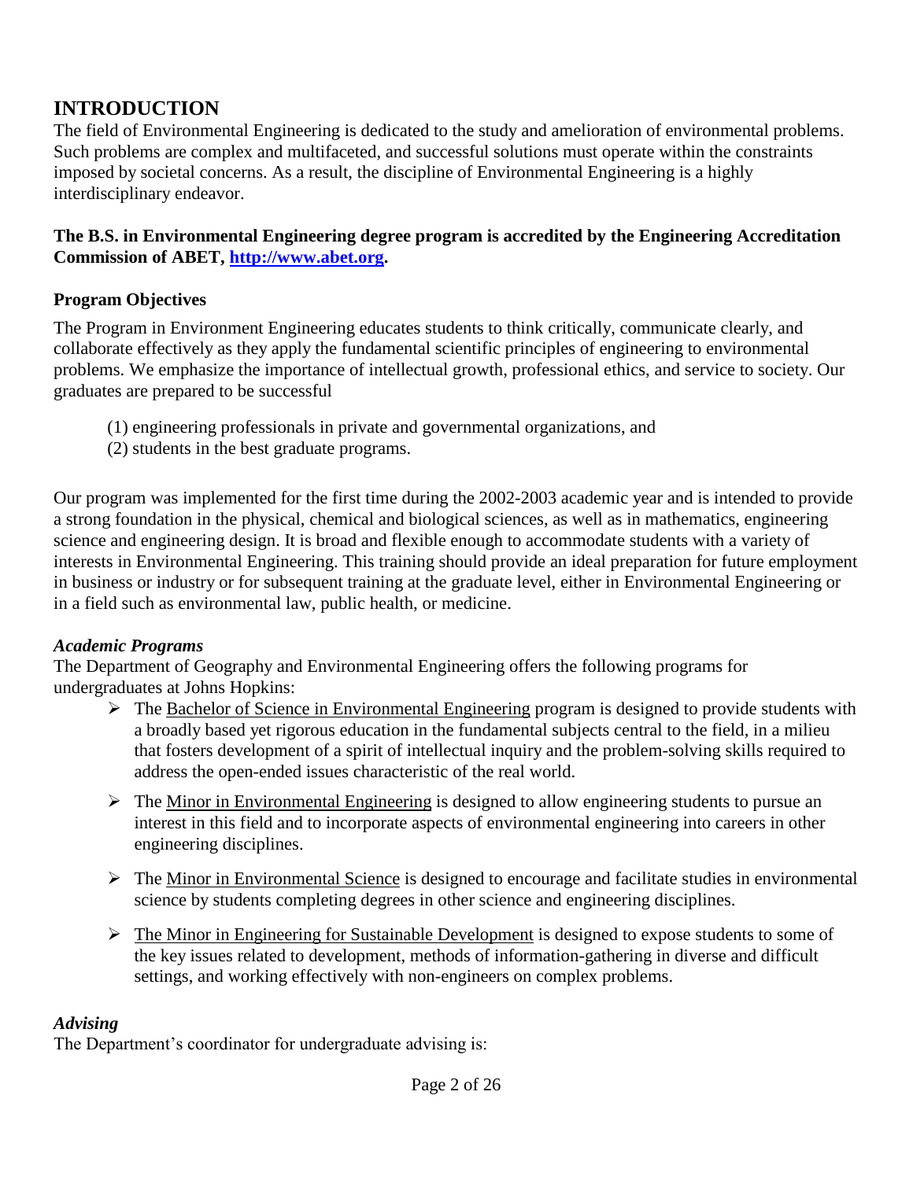# INTRODUCTION

The field of Environmental Engineering is dedicated to the study and amelioration of environmental problems. Such problems are complex and multifaceted, and successful solutions must operate within the constraints imposed by societal concerns. As a result, the discipline of Environmental Engineering is a highly interdisciplinary endeavor.

**The B.S. in Environmental Engineering degree program is accredited by the Engineering Accreditation Commission of ABET, [http://www.abet.org](http://www.abet.org).**

### Program Objectives

The Program in Environment Engineering educates students to think critically, communicate clearly, and collaborate effectively as they apply the fundamental scientific principles of engineering to environmental problems. We emphasize the importance of intellectual growth, professional ethics, and service to society. Our graduates are prepared to be successful

(1) engineering professionals in private and governmental organizations, and
(2) students in the best graduate programs.

Our program was implemented for the first time during the 2002-2003 academic year and is intended to provide a strong foundation in the physical, chemical and biological sciences, as well as in mathematics, engineering science and engineering design. It is broad and flexible enough to accommodate students with a variety of interests in Environmental Engineering. This training should provide an ideal preparation for future employment in business or industry or for subsequent training at the graduate level, either in Environmental Engineering or in a field such as environmental law, public health, or medicine.

### *Academic Programs*

The Department of Geography and Environmental Engineering offers the following programs for undergraduates at Johns Hopkins:

- The Bachelor of Science in Environmental Engineering program is designed to provide students with a broadly based yet rigorous education in the fundamental subjects central to the field, in a milieu that fosters development of a spirit of intellectual inquiry and the problem-solving skills required to address the open-ended issues characteristic of the real world.
- The Minor in Environmental Engineering is designed to allow engineering students to pursue an interest in this field and to incorporate aspects of environmental engineering into careers in other engineering disciplines.
- The Minor in Environmental Science is designed to encourage and facilitate studies in environmental science by students completing degrees in other science and engineering disciplines.
- The Minor in Engineering for Sustainable Development is designed to expose students to some of the key issues related to development, methods of information-gathering in diverse and difficult settings, and working effectively with non-engineers on complex problems.

### *Advising*

The Department's coordinator for undergraduate advising is: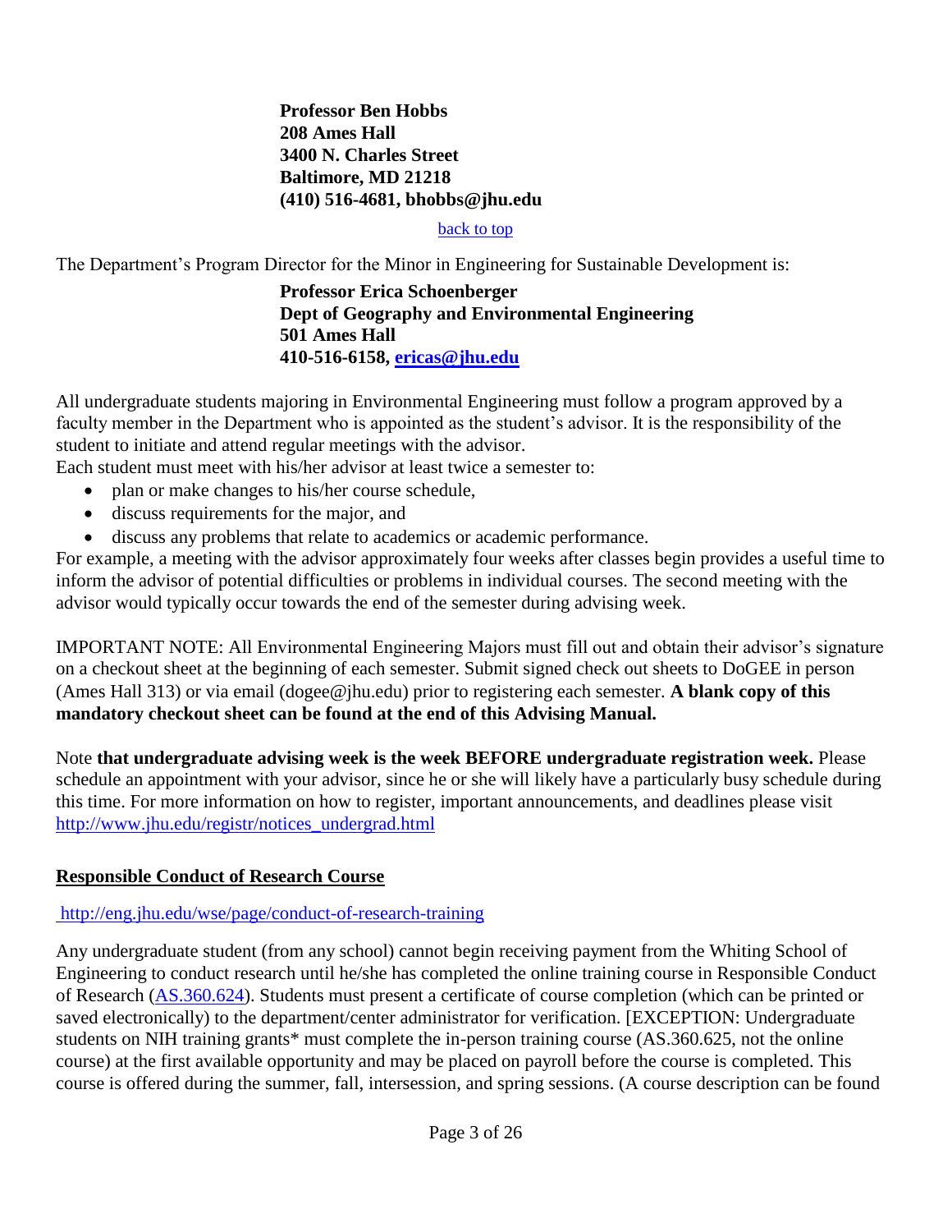**Professor Ben Hobbs**
**208 Ames Hall**
**3400 N. Charles Street**
**Baltimore, MD 21218**
**(410) 516-4681, bhobbs@jhu.edu**

back to top

The Department's Program Director for the Minor in Engineering for Sustainable Development is:

**Professor Erica Schoenberger**
**Dept of Geography and Environmental Engineering**
**501 Ames Hall**
**410-516-6158, ericas@jhu.edu**

All undergraduate students majoring in Environmental Engineering must follow a program approved by a faculty member in the Department who is appointed as the student's advisor. It is the responsibility of the student to initiate and attend regular meetings with the advisor.
Each student must meet with his/her advisor at least twice a semester to:

- plan or make changes to his/her course schedule,
- discuss requirements for the major, and
- discuss any problems that relate to academics or academic performance.

For example, a meeting with the advisor approximately four weeks after classes begin provides a useful time to inform the advisor of potential difficulties or problems in individual courses. The second meeting with the advisor would typically occur towards the end of the semester during advising week.

IMPORTANT NOTE: All Environmental Engineering Majors must fill out and obtain their advisor's signature on a checkout sheet at the beginning of each semester. Submit signed check out sheets to DoGEE in person (Ames Hall 313) or via email (dogee@jhu.edu) prior to registering each semester. **A blank copy of this mandatory checkout sheet can be found at the end of this Advising Manual.**

Note **that undergraduate advising week is the week BEFORE undergraduate registration week.** Please schedule an appointment with your advisor, since he or she will likely have a particularly busy schedule during this time. For more information on how to register, important announcements, and deadlines please visit http://www.jhu.edu/registr/notices_undergrad.html

## Responsible Conduct of Research Course

http://eng.jhu.edu/wse/page/conduct-of-research-training

Any undergraduate student (from any school) cannot begin receiving payment from the Whiting School of Engineering to conduct research until he/she has completed the online training course in Responsible Conduct of Research (AS.360.624). Students must present a certificate of course completion (which can be printed or saved electronically) to the department/center administrator for verification. [EXCEPTION: Undergraduate students on NIH training grants* must complete the in-person training course (AS.360.625, not the online course) at the first available opportunity and may be placed on payroll before the course is completed. This course is offered during the summer, fall, intersession, and spring sessions. (A course description can be found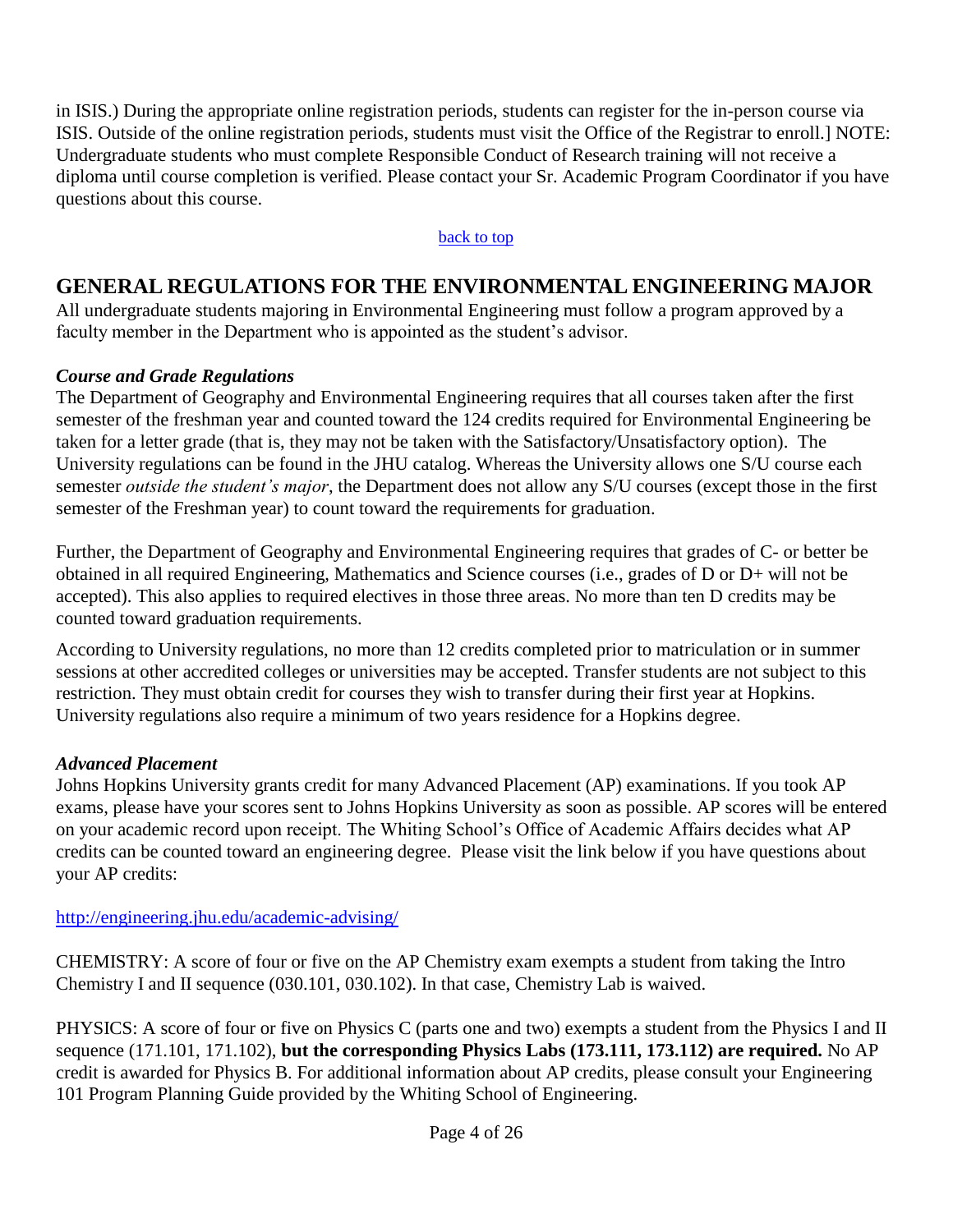in ISIS.) During the appropriate online registration periods, students can register for the in-person course via ISIS. Outside of the online registration periods, students must visit the Office of the Registrar to enroll.] NOTE: Undergraduate students who must complete Responsible Conduct of Research training will not receive a diploma until course completion is verified. Please contact your Sr. Academic Program Coordinator if you have questions about this course.

back to top

## GENERAL REGULATIONS FOR THE ENVIRONMENTAL ENGINEERING MAJOR

All undergraduate students majoring in Environmental Engineering must follow a program approved by a faculty member in the Department who is appointed as the student's advisor.

### *Course and Grade Regulations*

The Department of Geography and Environmental Engineering requires that all courses taken after the first semester of the freshman year and counted toward the 124 credits required for Environmental Engineering be taken for a letter grade (that is, they may not be taken with the Satisfactory/Unsatisfactory option). The University regulations can be found in the JHU catalog. Whereas the University allows one S/U course each semester *outside the student's major*, the Department does not allow any S/U courses (except those in the first semester of the Freshman year) to count toward the requirements for graduation.

Further, the Department of Geography and Environmental Engineering requires that grades of C- or better be obtained in all required Engineering, Mathematics and Science courses (i.e., grades of D or D+ will not be accepted). This also applies to required electives in those three areas. No more than ten D credits may be counted toward graduation requirements.

According to University regulations, no more than 12 credits completed prior to matriculation or in summer sessions at other accredited colleges or universities may be accepted. Transfer students are not subject to this restriction. They must obtain credit for courses they wish to transfer during their first year at Hopkins. University regulations also require a minimum of two years residence for a Hopkins degree.

### *Advanced Placement*

Johns Hopkins University grants credit for many Advanced Placement (AP) examinations. If you took AP exams, please have your scores sent to Johns Hopkins University as soon as possible. AP scores will be entered on your academic record upon receipt. The Whiting School's Office of Academic Affairs decides what AP credits can be counted toward an engineering degree. Please visit the link below if you have questions about your AP credits:

http://engineering.jhu.edu/academic-advising/

CHEMISTRY: A score of four or five on the AP Chemistry exam exempts a student from taking the Intro Chemistry I and II sequence (030.101, 030.102). In that case, Chemistry Lab is waived.

PHYSICS: A score of four or five on Physics C (parts one and two) exempts a student from the Physics I and II sequence (171.101, 171.102), **but the corresponding Physics Labs (173.111, 173.112) are required.** No AP credit is awarded for Physics B. For additional information about AP credits, please consult your Engineering 101 Program Planning Guide provided by the Whiting School of Engineering.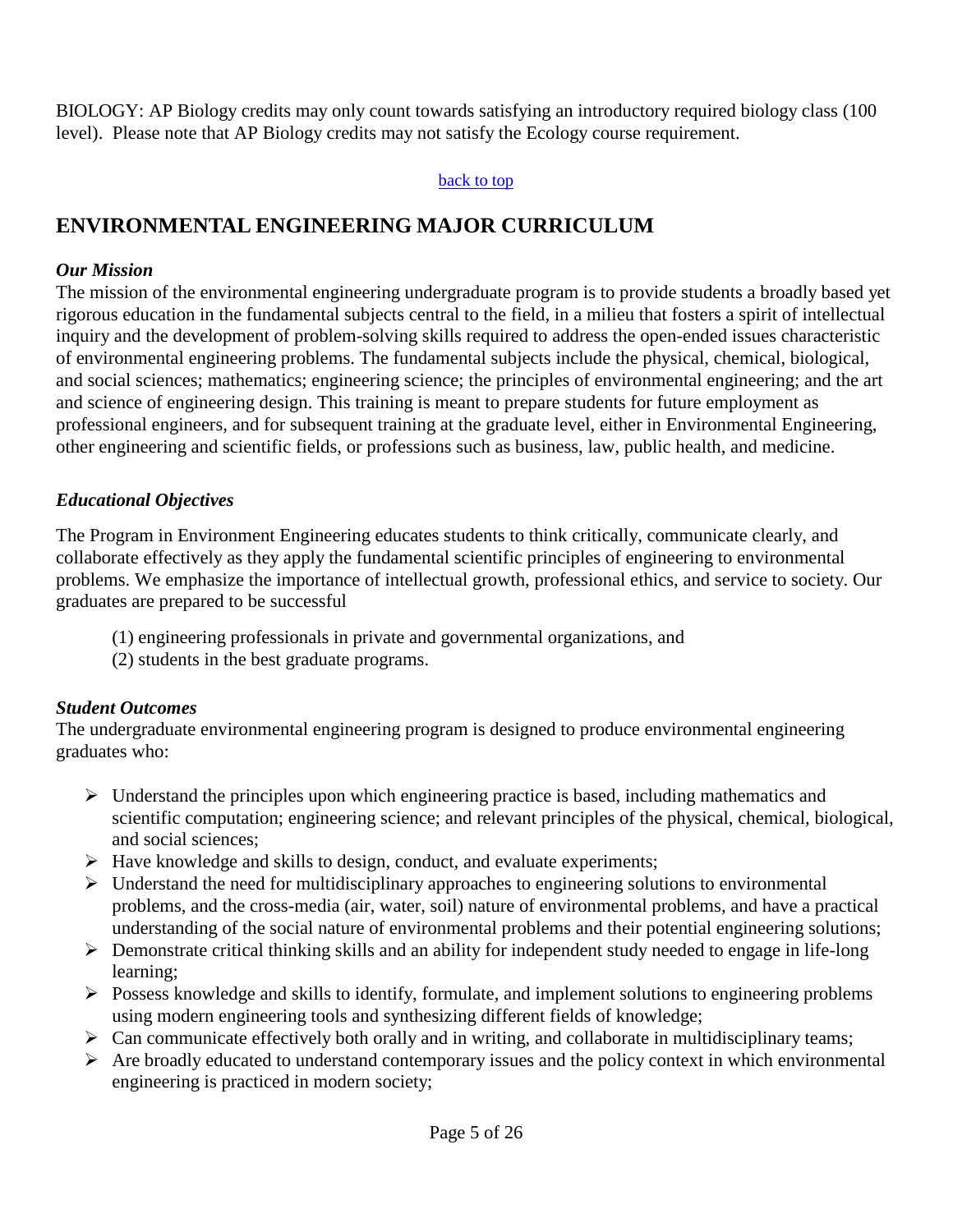BIOLOGY: AP Biology credits may only count towards satisfying an introductory required biology class (100 level). Please note that AP Biology credits may not satisfy the Ecology course requirement.

back to top

## ENVIRONMENTAL ENGINEERING MAJOR CURRICULUM

### *Our Mission*

The mission of the environmental engineering undergraduate program is to provide students a broadly based yet rigorous education in the fundamental subjects central to the field, in a milieu that fosters a spirit of intellectual inquiry and the development of problem-solving skills required to address the open-ended issues characteristic of environmental engineering problems. The fundamental subjects include the physical, chemical, biological, and social sciences; mathematics; engineering science; the principles of environmental engineering; and the art and science of engineering design. This training is meant to prepare students for future employment as professional engineers, and for subsequent training at the graduate level, either in Environmental Engineering, other engineering and scientific fields, or professions such as business, law, public health, and medicine.

### *Educational Objectives*

The Program in Environment Engineering educates students to think critically, communicate clearly, and collaborate effectively as they apply the fundamental scientific principles of engineering to environmental problems. We emphasize the importance of intellectual growth, professional ethics, and service to society. Our graduates are prepared to be successful

(1) engineering professionals in private and governmental organizations, and
(2) students in the best graduate programs.

### *Student Outcomes*

The undergraduate environmental engineering program is designed to produce environmental engineering graduates who:

- Understand the principles upon which engineering practice is based, including mathematics and scientific computation; engineering science; and relevant principles of the physical, chemical, biological, and social sciences;
- Have knowledge and skills to design, conduct, and evaluate experiments;
- Understand the need for multidisciplinary approaches to engineering solutions to environmental problems, and the cross-media (air, water, soil) nature of environmental problems, and have a practical understanding of the social nature of environmental problems and their potential engineering solutions;
- Demonstrate critical thinking skills and an ability for independent study needed to engage in life-long learning;
- Possess knowledge and skills to identify, formulate, and implement solutions to engineering problems using modern engineering tools and synthesizing different fields of knowledge;
- Can communicate effectively both orally and in writing, and collaborate in multidisciplinary teams;
- Are broadly educated to understand contemporary issues and the policy context in which environmental engineering is practiced in modern society;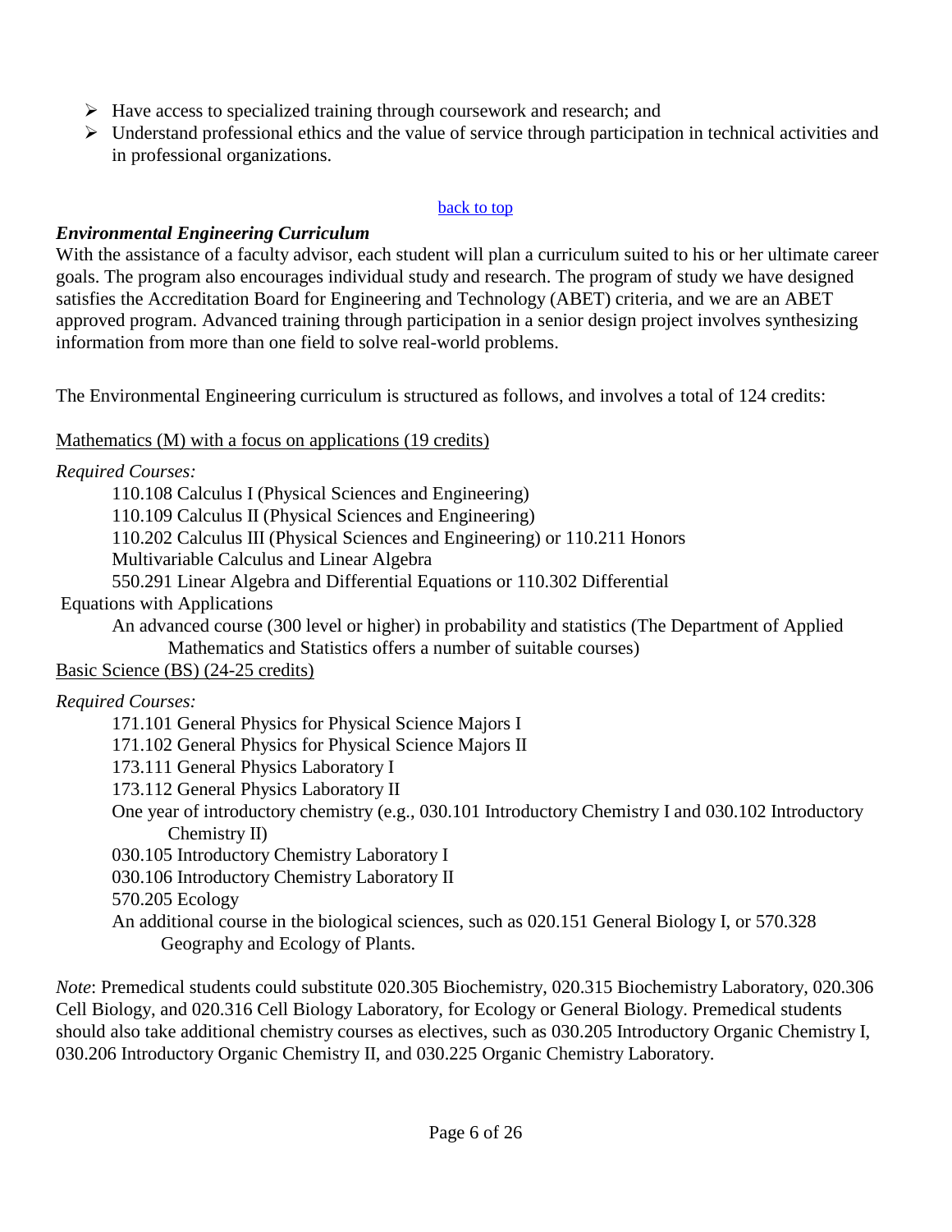- Have access to specialized training through coursework and research; and
- Understand professional ethics and the value of service through participation in technical activities and in professional organizations.

back to top

### *Environmental Engineering Curriculum*

With the assistance of a faculty advisor, each student will plan a curriculum suited to his or her ultimate career goals. The program also encourages individual study and research. The program of study we have designed satisfies the Accreditation Board for Engineering and Technology (ABET) criteria, and we are an ABET approved program. Advanced training through participation in a senior design project involves synthesizing information from more than one field to solve real-world problems.

The Environmental Engineering curriculum is structured as follows, and involves a total of 124 credits:

<u>Mathematics (M) with a focus on applications (19 credits)</u>

*Required Courses:*

110.108 Calculus I (Physical Sciences and Engineering)
110.109 Calculus II (Physical Sciences and Engineering)
110.202 Calculus III (Physical Sciences and Engineering) or 110.211 Honors Multivariable Calculus and Linear Algebra
550.291 Linear Algebra and Differential Equations or 110.302 Differential Equations with Applications
An advanced course (300 level or higher) in probability and statistics (The Department of Applied Mathematics and Statistics offers a number of suitable courses)

<u>Basic Science (BS) (24-25 credits)</u>

*Required Courses:*

171.101 General Physics for Physical Science Majors I
171.102 General Physics for Physical Science Majors II
173.111 General Physics Laboratory I
173.112 General Physics Laboratory II
One year of introductory chemistry (e.g., 030.101 Introductory Chemistry I and 030.102 Introductory Chemistry II)
030.105 Introductory Chemistry Laboratory I
030.106 Introductory Chemistry Laboratory II
570.205 Ecology
An additional course in the biological sciences, such as 020.151 General Biology I, or 570.328 Geography and Ecology of Plants.

*Note*: Premedical students could substitute 020.305 Biochemistry, 020.315 Biochemistry Laboratory, 020.306 Cell Biology, and 020.316 Cell Biology Laboratory, for Ecology or General Biology. Premedical students should also take additional chemistry courses as electives, such as 030.205 Introductory Organic Chemistry I, 030.206 Introductory Organic Chemistry II, and 030.225 Organic Chemistry Laboratory.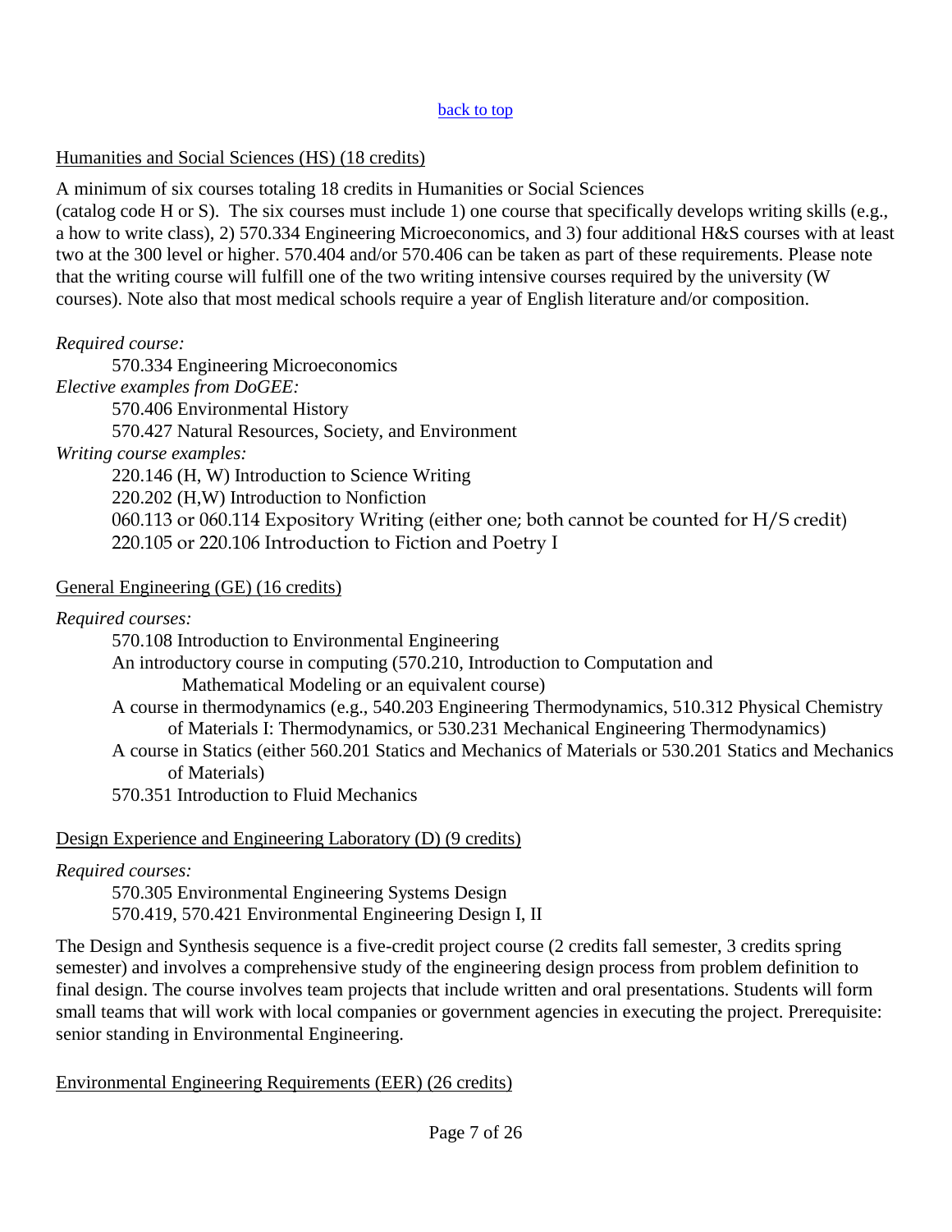[back to top](#)

## Humanities and Social Sciences (HS) (18 credits)

A minimum of six courses totaling 18 credits in Humanities or Social Sciences (catalog code H or S). The six courses must include 1) one course that specifically develops writing skills (e.g., a how to write class), 2) 570.334 Engineering Microeconomics, and 3) four additional H&S courses with at least two at the 300 level or higher. 570.404 and/or 570.406 can be taken as part of these requirements. Please note that the writing course will fulfill one of the two writing intensive courses required by the university (W courses). Note also that most medical schools require a year of English literature and/or composition.

*Required course:*

- 570.334 Engineering Microeconomics

*Elective examples from DoGEE:*

- 570.406 Environmental History
- 570.427 Natural Resources, Society, and Environment

*Writing course examples:*

- 220.146 (H, W) Introduction to Science Writing
- 220.202 (H,W) Introduction to Nonfiction
- 060.113 or 060.114 Expository Writing (either one; both cannot be counted for H/S credit)
- 220.105 or 220.106 Introduction to Fiction and Poetry I

## General Engineering (GE) (16 credits)

*Required courses:*

- 570.108 Introduction to Environmental Engineering
- An introductory course in computing (570.210, Introduction to Computation and Mathematical Modeling or an equivalent course)
- A course in thermodynamics (e.g., 540.203 Engineering Thermodynamics, 510.312 Physical Chemistry of Materials I: Thermodynamics, or 530.231 Mechanical Engineering Thermodynamics)
- A course in Statics (either 560.201 Statics and Mechanics of Materials or 530.201 Statics and Mechanics of Materials)
- 570.351 Introduction to Fluid Mechanics

## Design Experience and Engineering Laboratory (D) (9 credits)

*Required courses:*

- 570.305 Environmental Engineering Systems Design
- 570.419, 570.421 Environmental Engineering Design I, II

The Design and Synthesis sequence is a five-credit project course (2 credits fall semester, 3 credits spring semester) and involves a comprehensive study of the engineering design process from problem definition to final design. The course involves team projects that include written and oral presentations. Students will form small teams that will work with local companies or government agencies in executing the project. Prerequisite: senior standing in Environmental Engineering.

## Environmental Engineering Requirements (EER) (26 credits)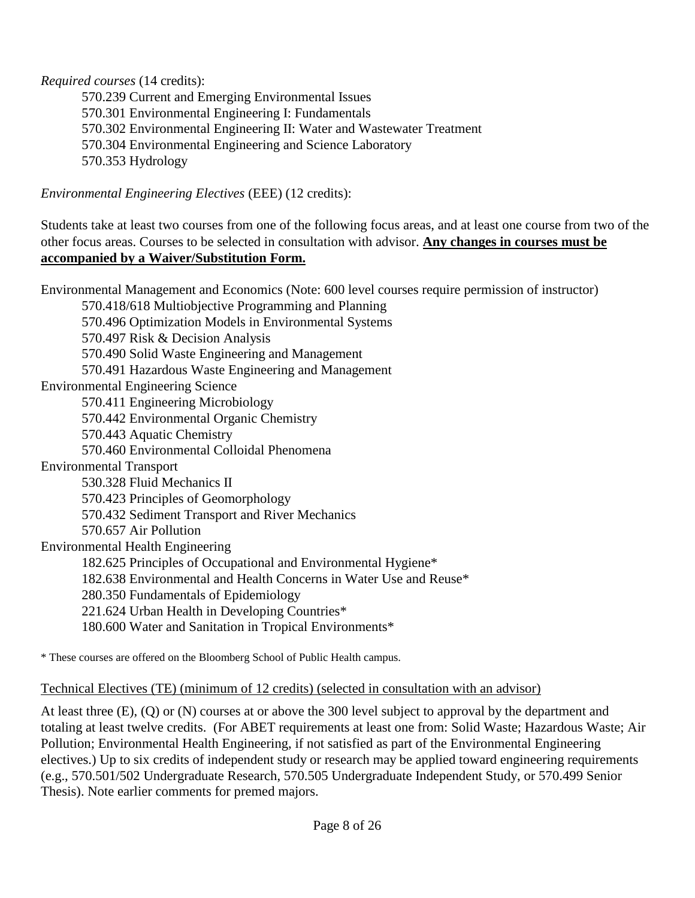*Required courses* (14 credits):

- 570.239 Current and Emerging Environmental Issues
- 570.301 Environmental Engineering I: Fundamentals
- 570.302 Environmental Engineering II: Water and Wastewater Treatment
- 570.304 Environmental Engineering and Science Laboratory
- 570.353 Hydrology

*Environmental Engineering Electives* (EEE) (12 credits):

Students take at least two courses from one of the following focus areas, and at least one course from two of the other focus areas. Courses to be selected in consultation with advisor. <u>**Any changes in courses must be accompanied by a Waiver/Substitution Form.**</u>

Environmental Management and Economics (Note: 600 level courses require permission of instructor)

- 570.418/618 Multiobjective Programming and Planning
- 570.496 Optimization Models in Environmental Systems
- 570.497 Risk & Decision Analysis
- 570.490 Solid Waste Engineering and Management
- 570.491 Hazardous Waste Engineering and Management

Environmental Engineering Science

- 570.411 Engineering Microbiology
- 570.442 Environmental Organic Chemistry
- 570.443 Aquatic Chemistry
- 570.460 Environmental Colloidal Phenomena

Environmental Transport

- 530.328 Fluid Mechanics II
- 570.423 Principles of Geomorphology
- 570.432 Sediment Transport and River Mechanics
- 570.657 Air Pollution

Environmental Health Engineering

- 182.625 Principles of Occupational and Environmental Hygiene*
- 182.638 Environmental and Health Concerns in Water Use and Reuse*
- 280.350 Fundamentals of Epidemiology
- 221.624 Urban Health in Developing Countries*
- 180.600 Water and Sanitation in Tropical Environments*

\* These courses are offered on the Bloomberg School of Public Health campus.

<u>Technical Electives (TE) (minimum of 12 credits) (selected in consultation with an advisor)</u>

At least three (E), (Q) or (N) courses at or above the 300 level subject to approval by the department and totaling at least twelve credits. (For ABET requirements at least one from: Solid Waste; Hazardous Waste; Air Pollution; Environmental Health Engineering, if not satisfied as part of the Environmental Engineering electives.) Up to six credits of independent study or research may be applied toward engineering requirements (e.g., 570.501/502 Undergraduate Research, 570.505 Undergraduate Independent Study, or 570.499 Senior Thesis). Note earlier comments for premed majors.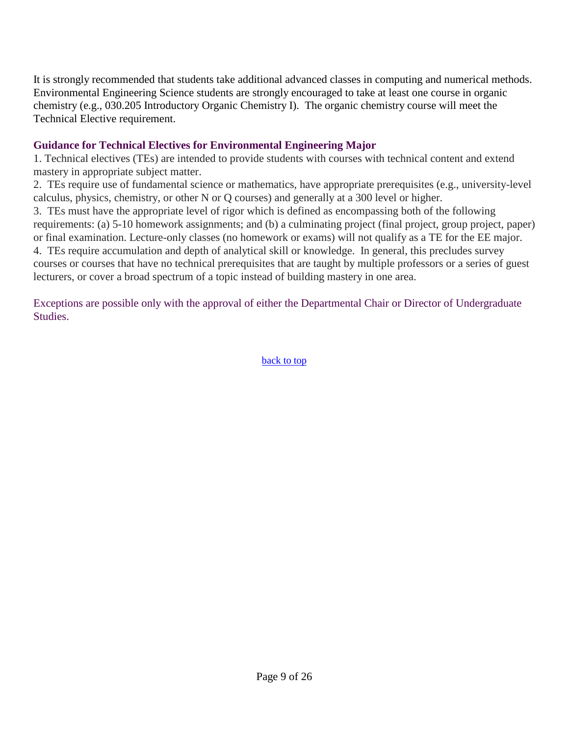It is strongly recommended that students take additional advanced classes in computing and numerical methods. Environmental Engineering Science students are strongly encouraged to take at least one course in organic chemistry (e.g., 030.205 Introductory Organic Chemistry I). The organic chemistry course will meet the Technical Elective requirement.

### Guidance for Technical Electives for Environmental Engineering Major

1. Technical electives (TEs) are intended to provide students with courses with technical content and extend mastery in appropriate subject matter.
2. TEs require use of fundamental science or mathematics, have appropriate prerequisites (e.g., university-level calculus, physics, chemistry, or other N or Q courses) and generally at a 300 level or higher.
3. TEs must have the appropriate level of rigor which is defined as encompassing both of the following requirements: (a) 5-10 homework assignments; and (b) a culminating project (final project, group project, paper) or final examination. Lecture-only classes (no homework or exams) will not qualify as a TE for the EE major.
4. TEs require accumulation and depth of analytical skill or knowledge. In general, this precludes survey courses or courses that have no technical prerequisites that are taught by multiple professors or a series of guest lecturers, or cover a broad spectrum of a topic instead of building mastery in one area.

Exceptions are possible only with the approval of either the Departmental Chair or Director of Undergraduate Studies.

back to top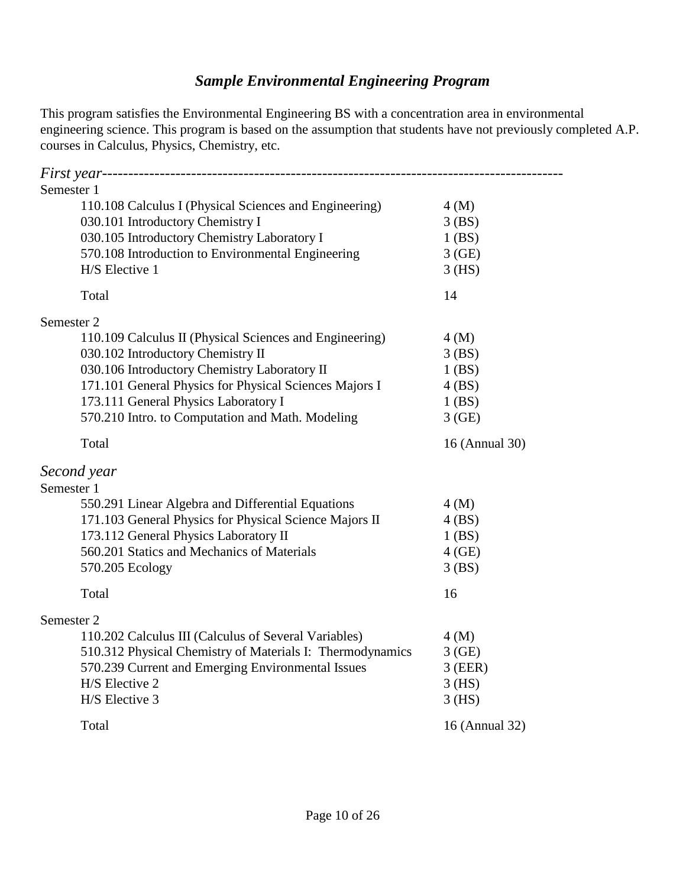## *Sample Environmental Engineering Program*

This program satisfies the Environmental Engineering BS with a concentration area in environmental engineering science. This program is based on the assumption that students have not previously completed A.P. courses in Calculus, Physics, Chemistry, etc.

### *First year*

Semester 1

| Course | Credits |
|---|---|
| 110.108 Calculus I (Physical Sciences and Engineering) | 4 (M) |
| 030.101 Introductory Chemistry I | 3 (BS) |
| 030.105 Introductory Chemistry Laboratory I | 1 (BS) |
| 570.108 Introduction to Environmental Engineering | 3 (GE) |
| H/S Elective 1 | 3 (HS) |
| Total | 14 |

Semester 2

| Course | Credits |
|---|---|
| 110.109 Calculus II (Physical Sciences and Engineering) | 4 (M) |
| 030.102 Introductory Chemistry II | 3 (BS) |
| 030.106 Introductory Chemistry Laboratory II | 1 (BS) |
| 171.101 General Physics for Physical Sciences Majors I | 4 (BS) |
| 173.111 General Physics Laboratory I | 1 (BS) |
| 570.210 Intro. to Computation and Math. Modeling | 3 (GE) |
| Total | 16 (Annual 30) |

### *Second year*

Semester 1

| Course | Credits |
|---|---|
| 550.291 Linear Algebra and Differential Equations | 4 (M) |
| 171.103 General Physics for Physical Science Majors II | 4 (BS) |
| 173.112 General Physics Laboratory II | 1 (BS) |
| 560.201 Statics and Mechanics of Materials | 4 (GE) |
| 570.205 Ecology | 3 (BS) |
| Total | 16 |

Semester 2

| Course | Credits |
|---|---|
| 110.202 Calculus III (Calculus of Several Variables) | 4 (M) |
| 510.312 Physical Chemistry of Materials I: Thermodynamics | 3 (GE) |
| 570.239 Current and Emerging Environmental Issues | 3 (EER) |
| H/S Elective 2 | 3 (HS) |
| H/S Elective 3 | 3 (HS) |
| Total | 16 (Annual 32) |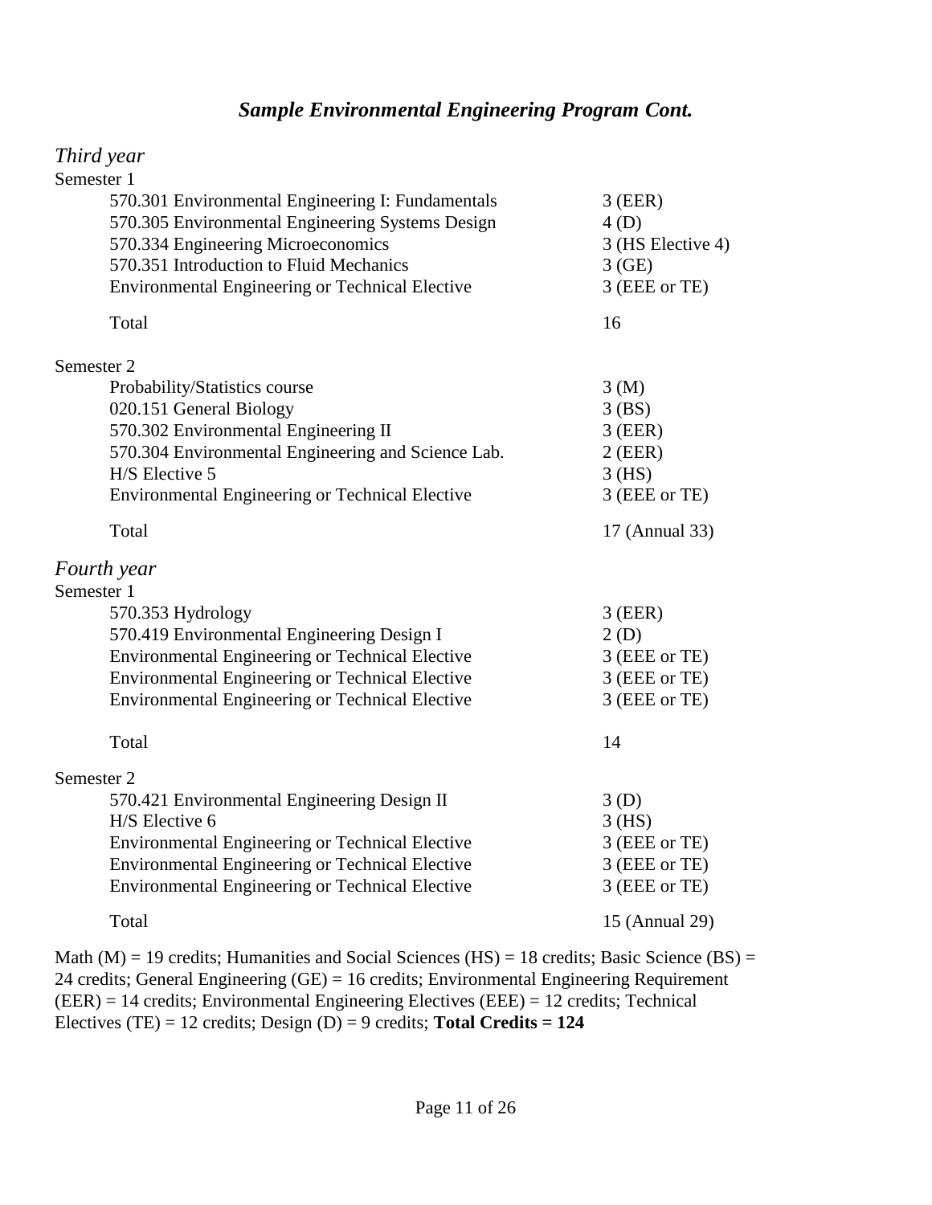## *Sample Environmental Engineering Program Cont.*

### *Third year*

Semester 1

| Course | Credits |
|---|---|
| 570.301 Environmental Engineering I: Fundamentals | 3 (EER) |
| 570.305 Environmental Engineering Systems Design | 4 (D) |
| 570.334 Engineering Microeconomics | 3 (HS Elective 4) |
| 570.351 Introduction to Fluid Mechanics | 3 (GE) |
| Environmental Engineering or Technical Elective | 3 (EEE or TE) |
| Total | 16 |

Semester 2

| Course | Credits |
|---|---|
| Probability/Statistics course | 3 (M) |
| 020.151 General Biology | 3 (BS) |
| 570.302 Environmental Engineering II | 3 (EER) |
| 570.304 Environmental Engineering and Science Lab. | 2 (EER) |
| H/S Elective 5 | 3 (HS) |
| Environmental Engineering or Technical Elective | 3 (EEE or TE) |
| Total | 17 (Annual 33) |

### *Fourth year*

Semester 1

| Course | Credits |
|---|---|
| 570.353 Hydrology | 3 (EER) |
| 570.419 Environmental Engineering Design I | 2 (D) |
| Environmental Engineering or Technical Elective | 3 (EEE or TE) |
| Environmental Engineering or Technical Elective | 3 (EEE or TE) |
| Environmental Engineering or Technical Elective | 3 (EEE or TE) |
| Total | 14 |

Semester 2

| Course | Credits |
|---|---|
| 570.421 Environmental Engineering Design II | 3 (D) |
| H/S Elective 6 | 3 (HS) |
| Environmental Engineering or Technical Elective | 3 (EEE or TE) |
| Environmental Engineering or Technical Elective | 3 (EEE or TE) |
| Environmental Engineering or Technical Elective | 3 (EEE or TE) |
| Total | 15 (Annual 29) |

Math (M) = 19 credits; Humanities and Social Sciences (HS) = 18 credits; Basic Science (BS) = 24 credits; General Engineering (GE) = 16 credits; Environmental Engineering Requirement (EER) = 14 credits; Environmental Engineering Electives (EEE) = 12 credits; Technical Electives (TE) = 12 credits; Design (D) = 9 credits; **Total Credits = 124**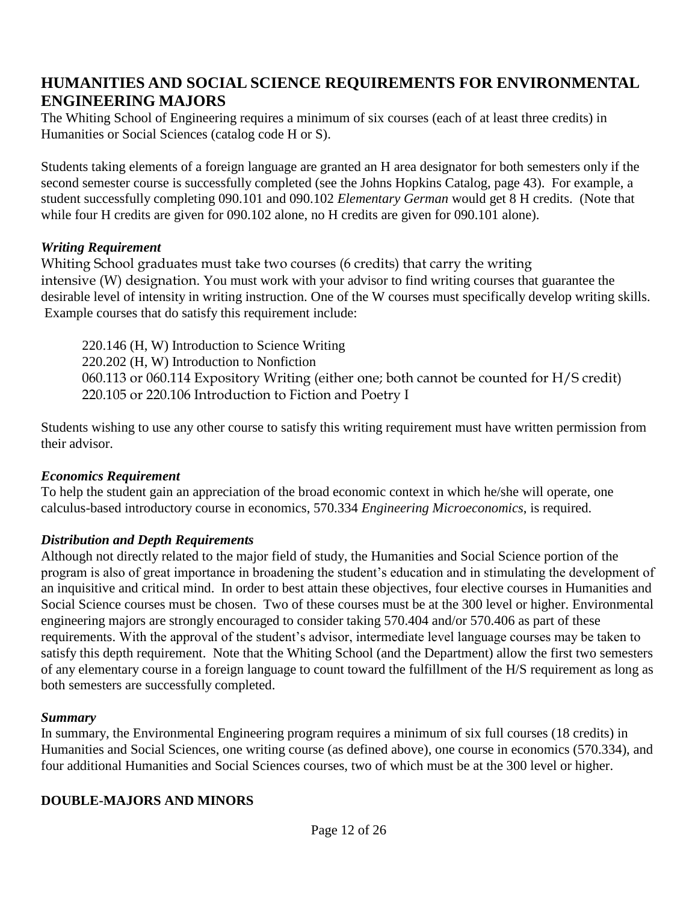## HUMANITIES AND SOCIAL SCIENCE REQUIREMENTS FOR ENVIRONMENTAL ENGINEERING MAJORS

The Whiting School of Engineering requires a minimum of six courses (each of at least three credits) in Humanities or Social Sciences (catalog code H or S).

Students taking elements of a foreign language are granted an H area designator for both semesters only if the second semester course is successfully completed (see the Johns Hopkins Catalog, page 43). For example, a student successfully completing 090.101 and 090.102 *Elementary German* would get 8 H credits. (Note that while four H credits are given for 090.102 alone, no H credits are given for 090.101 alone).

### *Writing Requirement*

Whiting School graduates must take two courses (6 credits) that carry the writing intensive (W) designation. You must work with your advisor to find writing courses that guarantee the desirable level of intensity in writing instruction. One of the W courses must specifically develop writing skills. Example courses that do satisfy this requirement include:

> 220.146 (H, W) Introduction to Science Writing
> 220.202 (H, W) Introduction to Nonfiction
> 060.113 or 060.114 Expository Writing (either one; both cannot be counted for H/S credit)
> 220.105 or 220.106 Introduction to Fiction and Poetry I

Students wishing to use any other course to satisfy this writing requirement must have written permission from their advisor.

### *Economics Requirement*

To help the student gain an appreciation of the broad economic context in which he/she will operate, one calculus-based introductory course in economics, 570.334 *Engineering Microeconomics*, is required.

### *Distribution and Depth Requirements*

Although not directly related to the major field of study, the Humanities and Social Science portion of the program is also of great importance in broadening the student's education and in stimulating the development of an inquisitive and critical mind. In order to best attain these objectives, four elective courses in Humanities and Social Science courses must be chosen. Two of these courses must be at the 300 level or higher. Environmental engineering majors are strongly encouraged to consider taking 570.404 and/or 570.406 as part of these requirements. With the approval of the student's advisor, intermediate level language courses may be taken to satisfy this depth requirement. Note that the Whiting School (and the Department) allow the first two semesters of any elementary course in a foreign language to count toward the fulfillment of the H/S requirement as long as both semesters are successfully completed.

### *Summary*

In summary, the Environmental Engineering program requires a minimum of six full courses (18 credits) in Humanities and Social Sciences, one writing course (as defined above), one course in economics (570.334), and four additional Humanities and Social Sciences courses, two of which must be at the 300 level or higher.

## DOUBLE-MAJORS AND MINORS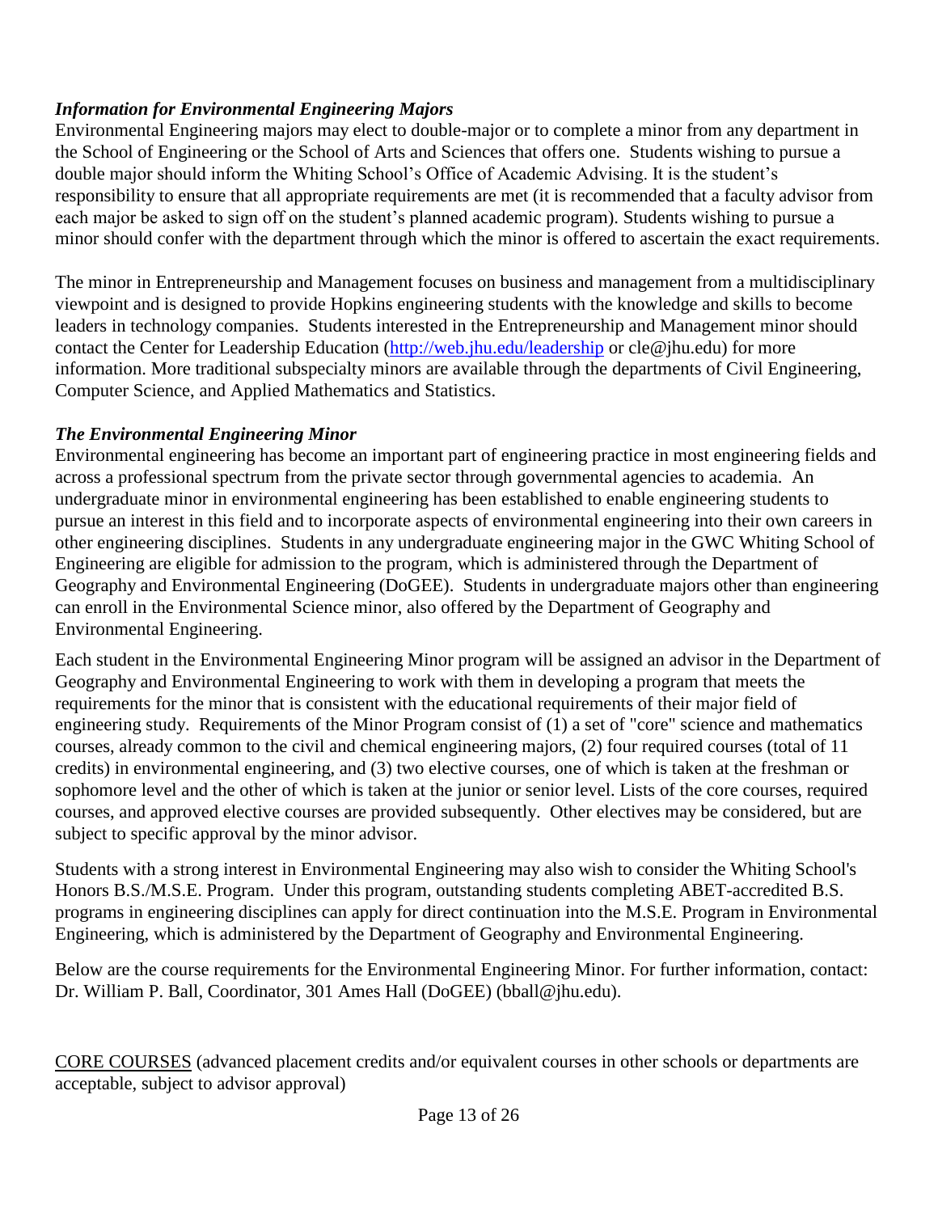### *Information for Environmental Engineering Majors*

Environmental Engineering majors may elect to double-major or to complete a minor from any department in the School of Engineering or the School of Arts and Sciences that offers one. Students wishing to pursue a double major should inform the Whiting School's Office of Academic Advising. It is the student's responsibility to ensure that all appropriate requirements are met (it is recommended that a faculty advisor from each major be asked to sign off on the student's planned academic program). Students wishing to pursue a minor should confer with the department through which the minor is offered to ascertain the exact requirements.

The minor in Entrepreneurship and Management focuses on business and management from a multidisciplinary viewpoint and is designed to provide Hopkins engineering students with the knowledge and skills to become leaders in technology companies. Students interested in the Entrepreneurship and Management minor should contact the Center for Leadership Education (http://web.jhu.edu/leadership or cle@jhu.edu) for more information. More traditional subspecialty minors are available through the departments of Civil Engineering, Computer Science, and Applied Mathematics and Statistics.

### *The Environmental Engineering Minor*

Environmental engineering has become an important part of engineering practice in most engineering fields and across a professional spectrum from the private sector through governmental agencies to academia. An undergraduate minor in environmental engineering has been established to enable engineering students to pursue an interest in this field and to incorporate aspects of environmental engineering into their own careers in other engineering disciplines. Students in any undergraduate engineering major in the GWC Whiting School of Engineering are eligible for admission to the program, which is administered through the Department of Geography and Environmental Engineering (DoGEE). Students in undergraduate majors other than engineering can enroll in the Environmental Science minor, also offered by the Department of Geography and Environmental Engineering.

Each student in the Environmental Engineering Minor program will be assigned an advisor in the Department of Geography and Environmental Engineering to work with them in developing a program that meets the requirements for the minor that is consistent with the educational requirements of their major field of engineering study. Requirements of the Minor Program consist of (1) a set of "core" science and mathematics courses, already common to the civil and chemical engineering majors, (2) four required courses (total of 11 credits) in environmental engineering, and (3) two elective courses, one of which is taken at the freshman or sophomore level and the other of which is taken at the junior or senior level. Lists of the core courses, required courses, and approved elective courses are provided subsequently. Other electives may be considered, but are subject to specific approval by the minor advisor.

Students with a strong interest in Environmental Engineering may also wish to consider the Whiting School's Honors B.S./M.S.E. Program. Under this program, outstanding students completing ABET-accredited B.S. programs in engineering disciplines can apply for direct continuation into the M.S.E. Program in Environmental Engineering, which is administered by the Department of Geography and Environmental Engineering.

Below are the course requirements for the Environmental Engineering Minor. For further information, contact: Dr. William P. Ball, Coordinator, 301 Ames Hall (DoGEE) (bball@jhu.edu).

<u>CORE COURSES</u> (advanced placement credits and/or equivalent courses in other schools or departments are acceptable, subject to advisor approval)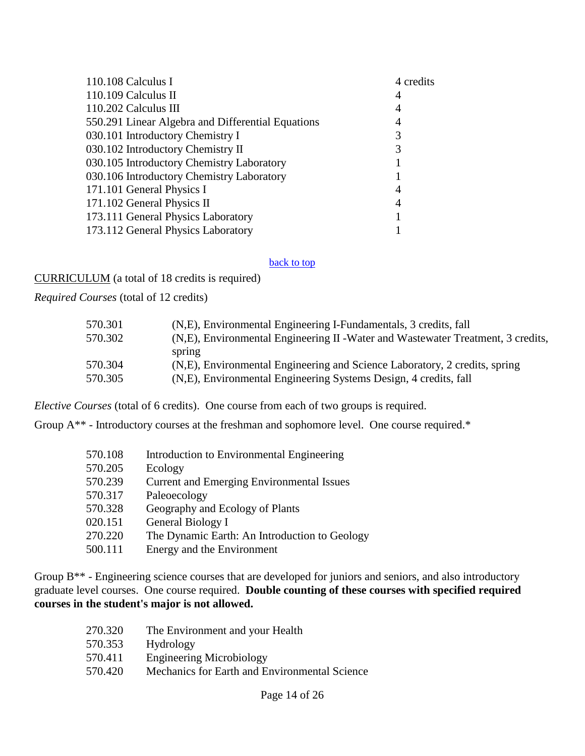| | |
|---|---|
| 110.108 Calculus I | 4 credits |
| 110.109 Calculus II | 4 |
| 110.202 Calculus III | 4 |
| 550.291 Linear Algebra and Differential Equations | 4 |
| 030.101 Introductory Chemistry I | 3 |
| 030.102 Introductory Chemistry II | 3 |
| 030.105 Introductory Chemistry Laboratory | 1 |
| 030.106 Introductory Chemistry Laboratory | 1 |
| 171.101 General Physics I | 4 |
| 171.102 General Physics II | 4 |
| 173.111 General Physics Laboratory | 1 |
| 173.112 General Physics Laboratory | 1 |

back to top

CURRICULUM (a total of 18 credits is required)

*Required Courses* (total of 12 credits)

| | |
|---|---|
| 570.301 | (N,E), Environmental Engineering I-Fundamentals, 3 credits, fall |
| 570.302 | (N,E), Environmental Engineering II -Water and Wastewater Treatment, 3 credits, spring |
| 570.304 | (N,E), Environmental Engineering and Science Laboratory, 2 credits, spring |
| 570.305 | (N,E), Environmental Engineering Systems Design, 4 credits, fall |

*Elective Courses* (total of 6 credits). One course from each of two groups is required.

Group A** - Introductory courses at the freshman and sophomore level. One course required.*

| | |
|---|---|
| 570.108 | Introduction to Environmental Engineering |
| 570.205 | Ecology |
| 570.239 | Current and Emerging Environmental Issues |
| 570.317 | Paleoecology |
| 570.328 | Geography and Ecology of Plants |
| 020.151 | General Biology I |
| 270.220 | The Dynamic Earth: An Introduction to Geology |
| 500.111 | Energy and the Environment |

Group B** - Engineering science courses that are developed for juniors and seniors, and also introductory graduate level courses. One course required. **Double counting of these courses with specified required courses in the student's major is not allowed.**

| | |
|---|---|
| 270.320 | The Environment and your Health |
| 570.353 | Hydrology |
| 570.411 | Engineering Microbiology |
| 570.420 | Mechanics for Earth and Environmental Science |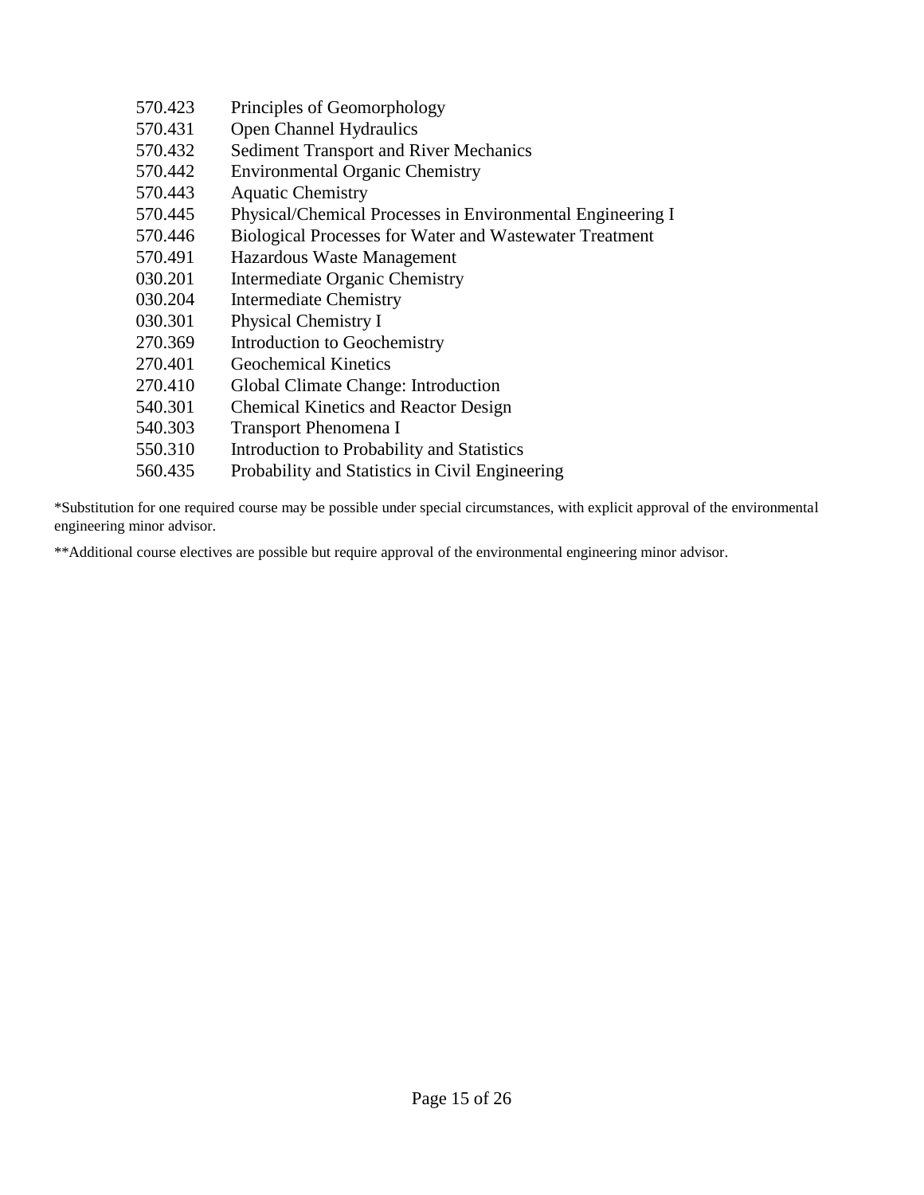570.423 Principles of Geomorphology
570.431 Open Channel Hydraulics
570.432 Sediment Transport and River Mechanics
570.442 Environmental Organic Chemistry
570.443 Aquatic Chemistry
570.445 Physical/Chemical Processes in Environmental Engineering I
570.446 Biological Processes for Water and Wastewater Treatment
570.491 Hazardous Waste Management
030.201 Intermediate Organic Chemistry
030.204 Intermediate Chemistry
030.301 Physical Chemistry I
270.369 Introduction to Geochemistry
270.401 Geochemical Kinetics
270.410 Global Climate Change: Introduction
540.301 Chemical Kinetics and Reactor Design
540.303 Transport Phenomena I
550.310 Introduction to Probability and Statistics
560.435 Probability and Statistics in Civil Engineering

*Substitution for one required course may be possible under special circumstances, with explicit approval of the environmental engineering minor advisor.

**Additional course electives are possible but require approval of the environmental engineering minor advisor.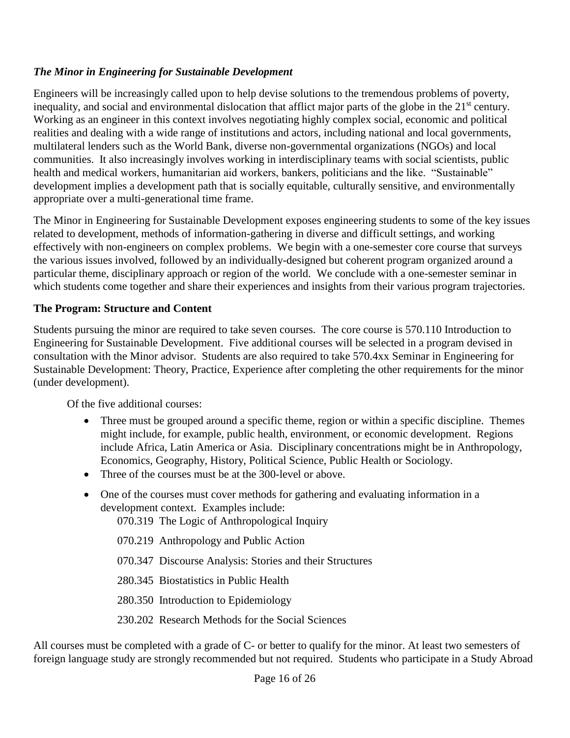### *The Minor in Engineering for Sustainable Development*

Engineers will be increasingly called upon to help devise solutions to the tremendous problems of poverty, inequality, and social and environmental dislocation that afflict major parts of the globe in the 21st century. Working as an engineer in this context involves negotiating highly complex social, economic and political realities and dealing with a wide range of institutions and actors, including national and local governments, multilateral lenders such as the World Bank, diverse non-governmental organizations (NGOs) and local communities. It also increasingly involves working in interdisciplinary teams with social scientists, public health and medical workers, humanitarian aid workers, bankers, politicians and the like. "Sustainable" development implies a development path that is socially equitable, culturally sensitive, and environmentally appropriate over a multi-generational time frame.

The Minor in Engineering for Sustainable Development exposes engineering students to some of the key issues related to development, methods of information-gathering in diverse and difficult settings, and working effectively with non-engineers on complex problems. We begin with a one-semester core course that surveys the various issues involved, followed by an individually-designed but coherent program organized around a particular theme, disciplinary approach or region of the world. We conclude with a one-semester seminar in which students come together and share their experiences and insights from their various program trajectories.

**The Program: Structure and Content**

Students pursuing the minor are required to take seven courses. The core course is 570.110 Introduction to Engineering for Sustainable Development. Five additional courses will be selected in a program devised in consultation with the Minor advisor. Students are also required to take 570.4xx Seminar in Engineering for Sustainable Development: Theory, Practice, Experience after completing the other requirements for the minor (under development).

Of the five additional courses:

- Three must be grouped around a specific theme, region or within a specific discipline. Themes might include, for example, public health, environment, or economic development. Regions include Africa, Latin America or Asia. Disciplinary concentrations might be in Anthropology, Economics, Geography, History, Political Science, Public Health or Sociology.
- Three of the courses must be at the 300-level or above.
- One of the courses must cover methods for gathering and evaluating information in a development context. Examples include:
  - 070.319 The Logic of Anthropological Inquiry
  - 070.219 Anthropology and Public Action
  - 070.347 Discourse Analysis: Stories and their Structures
  - 280.345 Biostatistics in Public Health
  - 280.350 Introduction to Epidemiology
  - 230.202 Research Methods for the Social Sciences

All courses must be completed with a grade of C- or better to qualify for the minor. At least two semesters of foreign language study are strongly recommended but not required. Students who participate in a Study Abroad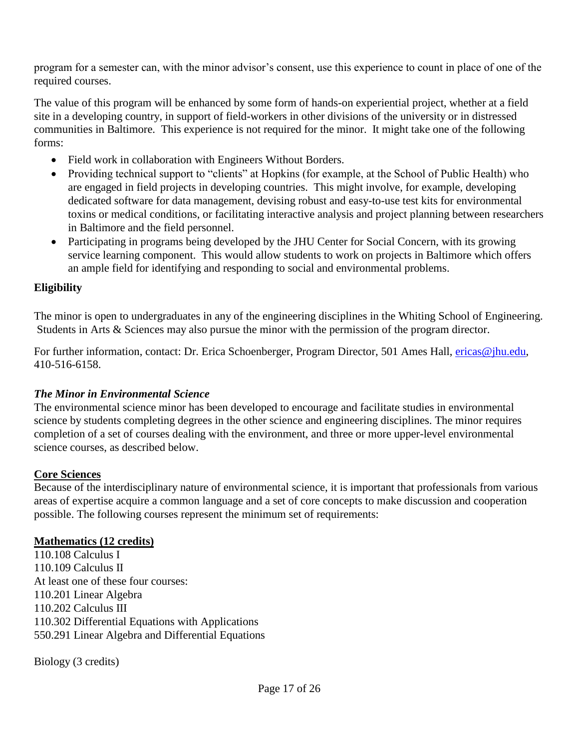program for a semester can, with the minor advisor's consent, use this experience to count in place of one of the required courses.

The value of this program will be enhanced by some form of hands-on experiential project, whether at a field site in a developing country, in support of field-workers in other divisions of the university or in distressed communities in Baltimore. This experience is not required for the minor. It might take one of the following forms:

- Field work in collaboration with Engineers Without Borders.
- Providing technical support to "clients" at Hopkins (for example, at the School of Public Health) who are engaged in field projects in developing countries. This might involve, for example, developing dedicated software for data management, devising robust and easy-to-use test kits for environmental toxins or medical conditions, or facilitating interactive analysis and project planning between researchers in Baltimore and the field personnel.
- Participating in programs being developed by the JHU Center for Social Concern, with its growing service learning component. This would allow students to work on projects in Baltimore which offers an ample field for identifying and responding to social and environmental problems.

**Eligibility**

The minor is open to undergraduates in any of the engineering disciplines in the Whiting School of Engineering. Students in Arts & Sciences may also pursue the minor with the permission of the program director.

For further information, contact: Dr. Erica Schoenberger, Program Director, 501 Ames Hall, ericas@jhu.edu, 410-516-6158.

***The Minor in Environmental Science***

The environmental science minor has been developed to encourage and facilitate studies in environmental science by students completing degrees in the other science and engineering disciplines. The minor requires completion of a set of courses dealing with the environment, and three or more upper-level environmental science courses, as described below.

**Core Sciences**

Because of the interdisciplinary nature of environmental science, it is important that professionals from various areas of expertise acquire a common language and a set of core concepts to make discussion and cooperation possible. The following courses represent the minimum set of requirements:

**Mathematics (12 credits)**

110.108 Calculus I
110.109 Calculus II
At least one of these four courses:
110.201 Linear Algebra
110.202 Calculus III
110.302 Differential Equations with Applications
550.291 Linear Algebra and Differential Equations

Biology (3 credits)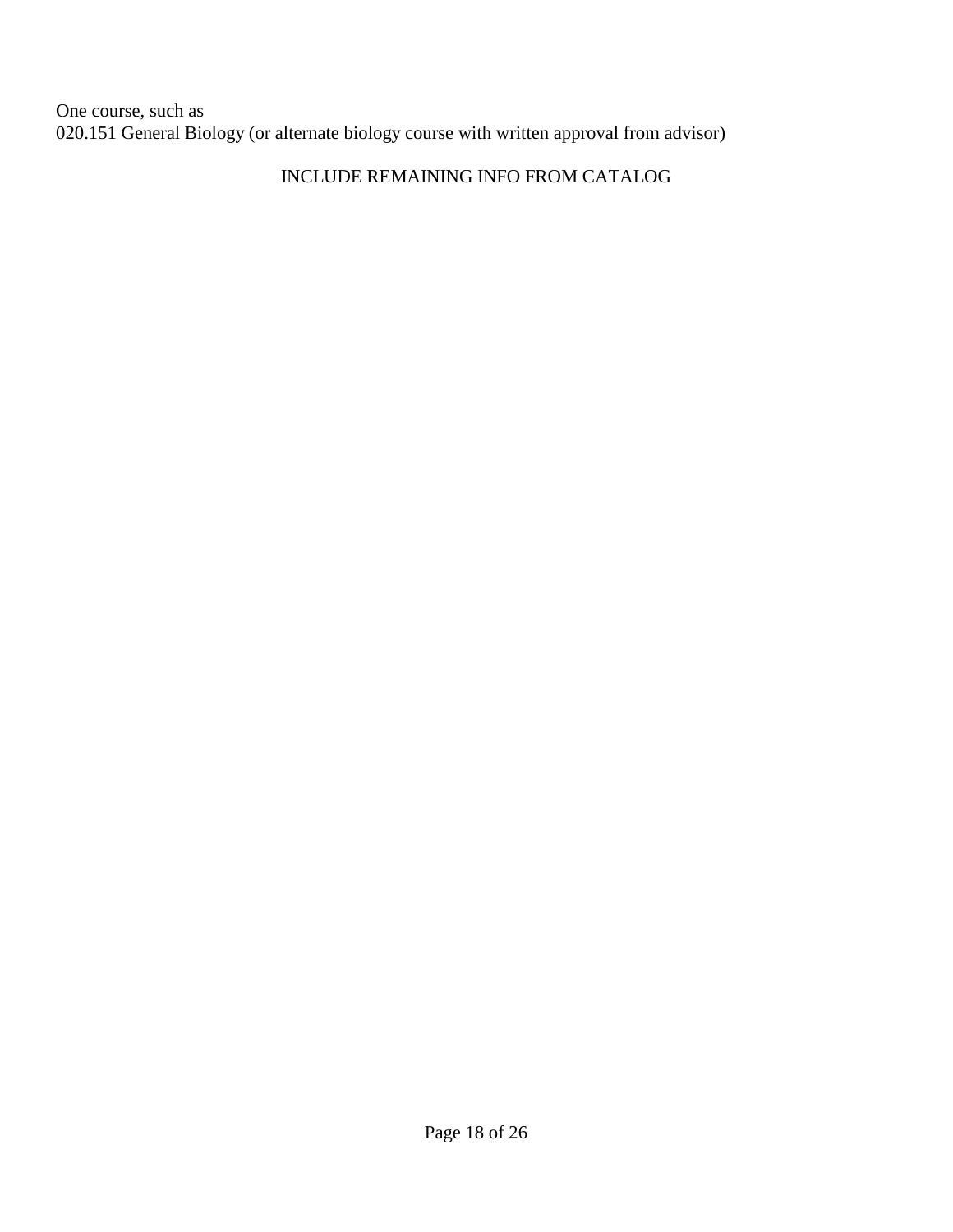One course, such as
020.151 General Biology (or alternate biology course with written approval from advisor)

INCLUDE REMAINING INFO FROM CATALOG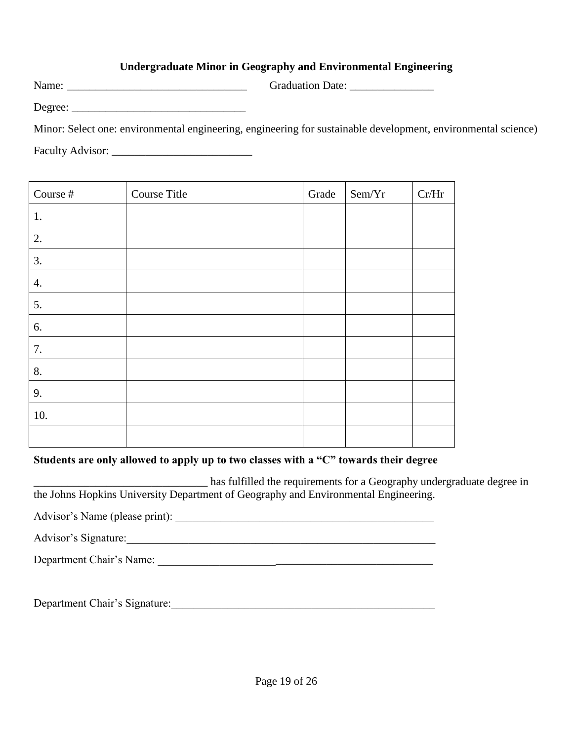**Undergraduate Minor in Geography and Environmental Engineering**

Name: ________________________________ Graduation Date: _______________

Degree: _______________________________

Minor: Select one: environmental engineering, engineering for sustainable development, environmental science)

Faculty Advisor: _________________________

| Course # | Course Title | Grade | Sem/Yr | Cr/Hr |
|---|---|---|---|---|
| 1. | | | | |
| 2. | | | | |
| 3. | | | | |
| 4. | | | | |
| 5. | | | | |
| 6. | | | | |
| 7. | | | | |
| 8. | | | | |
| 9. | | | | |
| 10. | | | | |
| | | | | |

**Students are only allowed to apply up to two classes with a "C" towards their degree**

_______________________________ has fulfilled the requirements for a Geography undergraduate degree in the Johns Hopkins University Department of Geography and Environmental Engineering.

Advisor's Name (please print): ________________________________________________

Advisor's Signature:__________________________________________________________

Department Chair's Name: __________________________________________________

Department Chair's Signature:_________________________________________________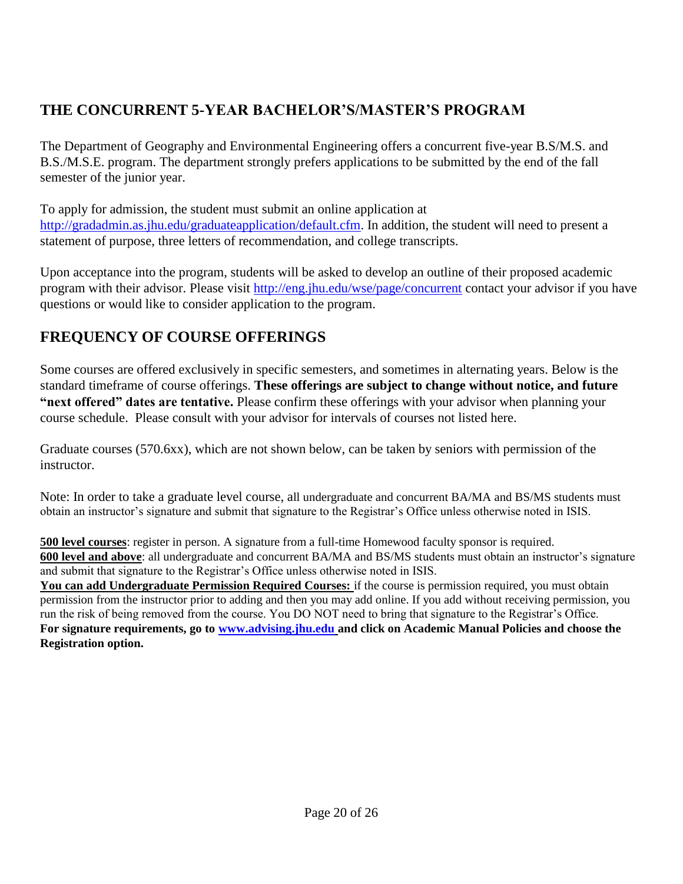## THE CONCURRENT 5-YEAR BACHELOR'S/MASTER'S PROGRAM

The Department of Geography and Environmental Engineering offers a concurrent five-year B.S/M.S. and B.S./M.S.E. program. The department strongly prefers applications to be submitted by the end of the fall semester of the junior year.

To apply for admission, the student must submit an online application at http://gradadmin.as.jhu.edu/graduateapplication/default.cfm. In addition, the student will need to present a statement of purpose, three letters of recommendation, and college transcripts.

Upon acceptance into the program, students will be asked to develop an outline of their proposed academic program with their advisor. Please visit http://eng.jhu.edu/wse/page/concurrent contact your advisor if you have questions or would like to consider application to the program.

## FREQUENCY OF COURSE OFFERINGS

Some courses are offered exclusively in specific semesters, and sometimes in alternating years. Below is the standard timeframe of course offerings. **These offerings are subject to change without notice, and future "next offered" dates are tentative.** Please confirm these offerings with your advisor when planning your course schedule. Please consult with your advisor for intervals of courses not listed here.

Graduate courses (570.6xx), which are not shown below, can be taken by seniors with permission of the instructor.

Note: In order to take a graduate level course, all undergraduate and concurrent BA/MA and BS/MS students must obtain an instructor's signature and submit that signature to the Registrar's Office unless otherwise noted in ISIS.

**500 level courses**: register in person. A signature from a full-time Homewood faculty sponsor is required.
**600 level and above**: all undergraduate and concurrent BA/MA and BS/MS students must obtain an instructor's signature and submit that signature to the Registrar's Office unless otherwise noted in ISIS.
**You can add Undergraduate Permission Required Courses:** if the course is permission required, you must obtain permission from the instructor prior to adding and then you may add online. If you add without receiving permission, you run the risk of being removed from the course. You DO NOT need to bring that signature to the Registrar's Office.
**For signature requirements, go to www.advising.jhu.edu and click on Academic Manual Policies and choose the Registration option.**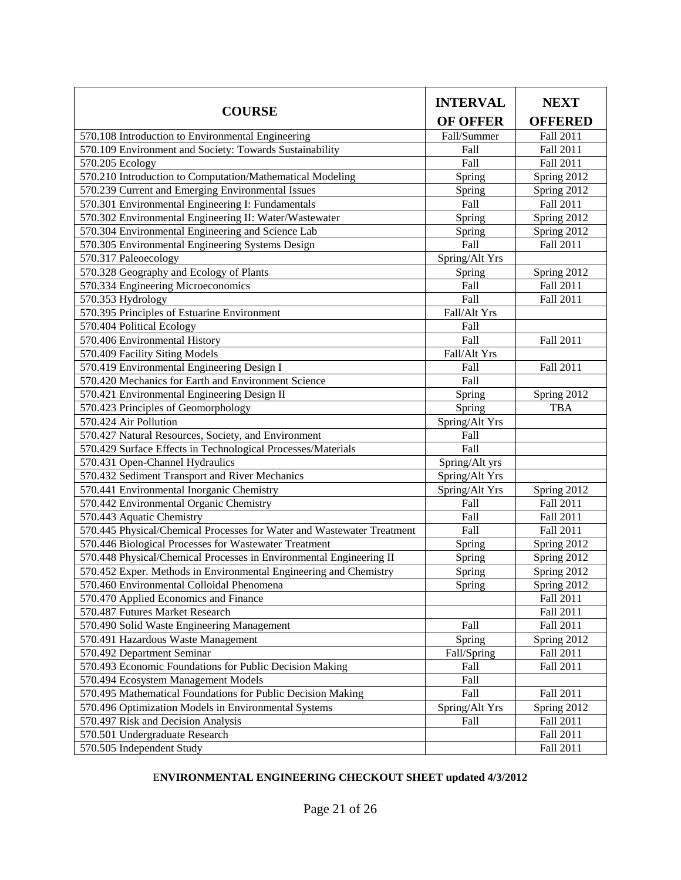| COURSE | INTERVAL OF OFFER | NEXT OFFERED |
|---|---|---|
| 570.108 Introduction to Environmental Engineering | Fall/Summer | Fall 2011 |
| 570.109 Environment and Society: Towards Sustainability | Fall | Fall 2011 |
| 570.205 Ecology | Fall | Fall 2011 |
| 570.210 Introduction to Computation/Mathematical Modeling | Spring | Spring 2012 |
| 570.239 Current and Emerging Environmental Issues | Spring | Spring 2012 |
| 570.301 Environmental Engineering I: Fundamentals | Fall | Fall 2011 |
| 570.302 Environmental Engineering II: Water/Wastewater | Spring | Spring 2012 |
| 570.304 Environmental Engineering and Science Lab | Spring | Spring 2012 |
| 570.305 Environmental Engineering Systems Design | Fall | Fall 2011 |
| 570.317 Paleoecology | Spring/Alt Yrs | |
| 570.328 Geography and Ecology of Plants | Spring | Spring 2012 |
| 570.334 Engineering Microeconomics | Fall | Fall 2011 |
| 570.353 Hydrology | Fall | Fall 2011 |
| 570.395 Principles of Estuarine Environment | Fall/Alt Yrs | |
| 570.404 Political Ecology | Fall | |
| 570.406 Environmental History | Fall | Fall 2011 |
| 570.409 Facility Siting Models | Fall/Alt Yrs | |
| 570.419 Environmental Engineering Design I | Fall | Fall 2011 |
| 570.420 Mechanics for Earth and Environment Science | Fall | |
| 570.421 Environmental Engineering Design II | Spring | Spring 2012 |
| 570.423 Principles of Geomorphology | Spring | TBA |
| 570.424 Air Pollution | Spring/Alt Yrs | |
| 570.427 Natural Resources, Society, and Environment | Fall | |
| 570.429 Surface Effects in Technological Processes/Materials | Fall | |
| 570.431 Open-Channel Hydraulics | Spring/Alt yrs | |
| 570.432 Sediment Transport and River Mechanics | Spring/Alt Yrs | |
| 570.441 Environmental Inorganic Chemistry | Spring/Alt Yrs | Spring 2012 |
| 570.442 Environmental Organic Chemistry | Fall | Fall 2011 |
| 570.443 Aquatic Chemistry | Fall | Fall 2011 |
| 570.445 Physical/Chemical Processes for Water and Wastewater Treatment | Fall | Fall 2011 |
| 570.446 Biological Processes for Wastewater Treatment | Spring | Spring 2012 |
| 570.448 Physical/Chemical Processes in Environmental Engineering II | Spring | Spring 2012 |
| 570.452 Exper. Methods in Environmental Engineering and Chemistry | Spring | Spring 2012 |
| 570.460 Environmental Colloidal Phenomena | Spring | Spring 2012 |
| 570.470 Applied Economics and Finance | | Fall 2011 |
| 570.487 Futures Market Research | | Fall 2011 |
| 570.490 Solid Waste Engineering Management | Fall | Fall 2011 |
| 570.491 Hazardous Waste Management | Spring | Spring 2012 |
| 570.492 Department Seminar | Fall/Spring | Fall 2011 |
| 570.493 Economic Foundations for Public Decision Making | Fall | Fall 2011 |
| 570.494 Ecosystem Management Models | Fall | |
| 570.495 Mathematical Foundations for Public Decision Making | Fall | Fall 2011 |
| 570.496 Optimization Models in Environmental Systems | Spring/Alt Yrs | Spring 2012 |
| 570.497 Risk and Decision Analysis | Fall | Fall 2011 |
| 570.501 Undergraduate Research | | Fall 2011 |
| 570.505 Independent Study | | Fall 2011 |

**ENVIRONMENTAL ENGINEERING CHECKOUT SHEET updated 4/3/2012**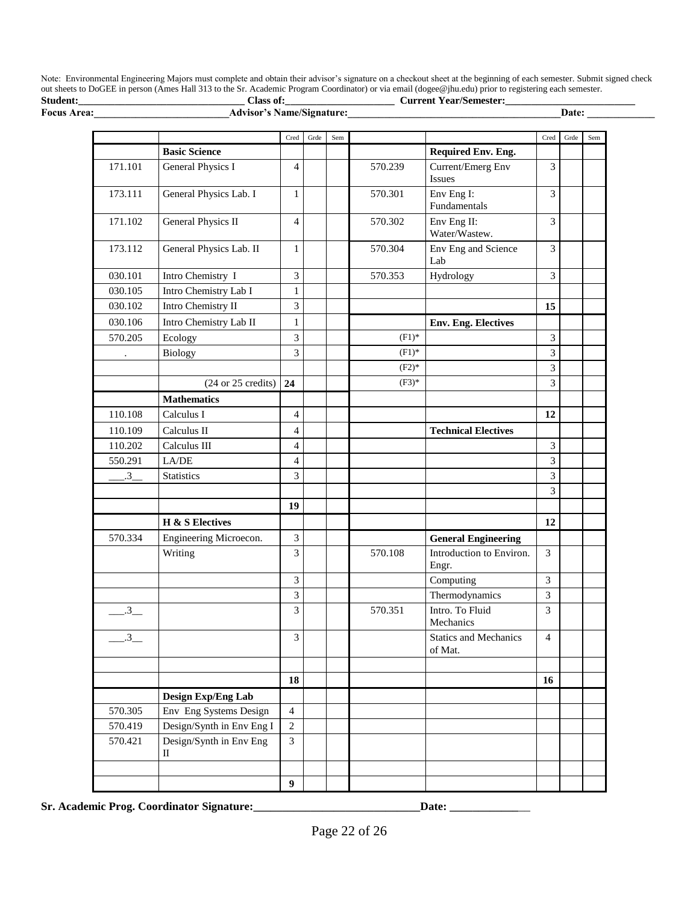Note: Environmental Engineering Majors must complete and obtain their advisor's signature on a checkout sheet at the beginning of each semester. Submit signed check out sheets to DoGEE in person (Ames Hall 313 to the Sr. Academic Program Coordinator) or via email (dogee@jhu.edu) prior to registering each semester.

**Student:**________________________________ **Class of:**______________________ **Current Year/Semester:**__________________________

**Focus Area:**__________________________**Advisor's Name/Signature:**________________________________________**Date:** _____________

| | | Cred | Grde | Sem | | | Cred | Grde | Sem |
|---|---|---|---|---|---|---|---|---|---|
| | **Basic Science** | | | | | **Required Env. Eng.** | | | |
| 171.101 | General Physics I | 4 | | | 570.239 | Current/Emerg Env Issues | 3 | | |
| 173.111 | General Physics Lab. I | 1 | | | 570.301 | Env Eng I: Fundamentals | 3 | | |
| 171.102 | General Physics II | 4 | | | 570.302 | Env Eng II: Water/Wastew. | 3 | | |
| 173.112 | General Physics Lab. II | 1 | | | 570.304 | Env Eng and Science Lab | 3 | | |
| 030.101 | Intro Chemistry I | 3 | | | 570.353 | Hydrology | 3 | | |
| 030.105 | Intro Chemistry Lab I | 1 | | | | | | | |
| 030.102 | Intro Chemistry II | 3 | | | | | **15** | | |
| 030.106 | Intro Chemistry Lab II | 1 | | | | **Env. Eng. Electives** | | | |
| 570.205 | Ecology | 3 | | | (F1)* | | 3 | | |
| . | Biology | 3 | | | (F1)* | | 3 | | |
| | | | | | (F2)* | | 3 | | |
| | (24 or 25 credits) | **24** | | | (F3)* | | 3 | | |
| | **Mathematics** | | | | | | | | |
| 110.108 | Calculus I | 4 | | | | | **12** | | |
| 110.109 | Calculus II | 4 | | | | **Technical Electives** | | | |
| 110.202 | Calculus III | 4 | | | | | 3 | | |
| 550.291 | LA/DE | 4 | | | | | 3 | | |
| ___.3__ | Statistics | 3 | | | | | 3 | | |
| | | | | | | | 3 | | |
| | | **19** | | | | | | | |
| | **H & S Electives** | | | | | | **12** | | |
| 570.334 | Engineering Microecon. | 3 | | | | **General Engineering** | | | |
| | Writing | 3 | | | 570.108 | Introduction to Environ. Engr. | 3 | | |
| | | 3 | | | | Computing | 3 | | |
| | | 3 | | | | Thermodynamics | 3 | | |
| ___.3__ | | 3 | | | 570.351 | Intro. To Fluid Mechanics | 3 | | |
| ___.3__ | | 3 | | | | Statics and Mechanics of Mat. | 4 | | |
| | | | | | | | | | |
| | | **18** | | | | | **16** | | |
| | **Design Exp/Eng Lab** | | | | | | | | |
| 570.305 | Env Eng Systems Design | 4 | | | | | | | |
| 570.419 | Design/Synth in Env Eng I | 2 | | | | | | | |
| 570.421 | Design/Synth in Env Eng II | 3 | | | | | | | |
| | | | | | | | | | |
| | | **9** | | | | | | | |

**Sr. Academic Prog. Coordinator Signature:**______________________________**Date:** ______________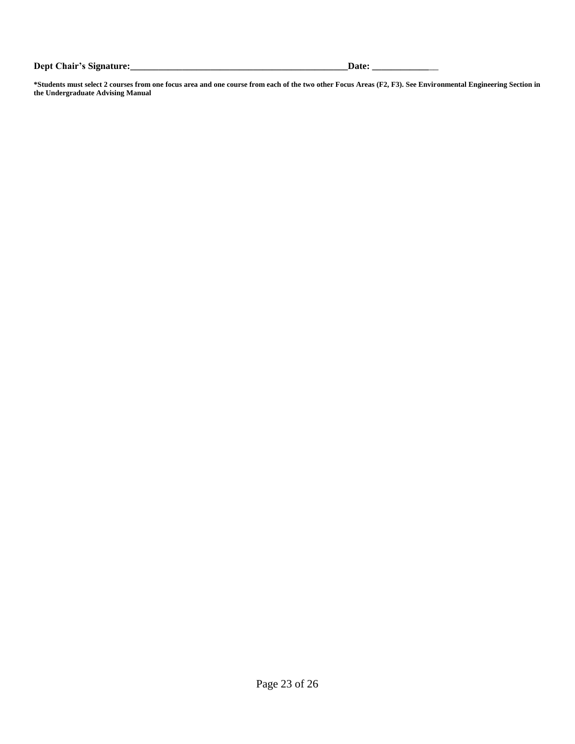**Dept Chair's Signature:_______________________________________________Date: _______________**

**\*Students must select 2 courses from one focus area and one course from each of the two other Focus Areas (F2, F3). See Environmental Engineering Section in the Undergraduate Advising Manual**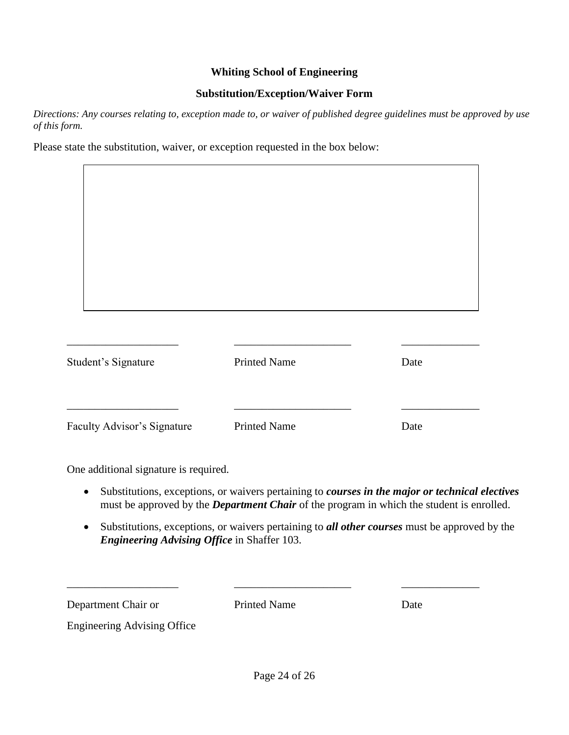**Whiting School of Engineering**

**Substitution/Exception/Waiver Form**

*Directions: Any courses relating to, exception made to, or waiver of published degree guidelines must be approved by use of this form.*

Please state the substitution, waiver, or exception requested in the box below:

| |
|---|
| |

| ____________________ | ____________________ | ______________ |
|---|---|---|
| Student's Signature | Printed Name | Date |
| ____________________ | ____________________ | ______________ |
| Faculty Advisor's Signature | Printed Name | Date |

One additional signature is required.

- Substitutions, exceptions, or waivers pertaining to ***courses in the major or technical electives*** must be approved by the ***Department Chair*** of the program in which the student is enrolled.
- Substitutions, exceptions, or waivers pertaining to ***all other courses*** must be approved by the ***Engineering Advising Office*** in Shaffer 103.

| ____________________ | ____________________ | ______________ |
|---|---|---|
| Department Chair or Engineering Advising Office | Printed Name | Date |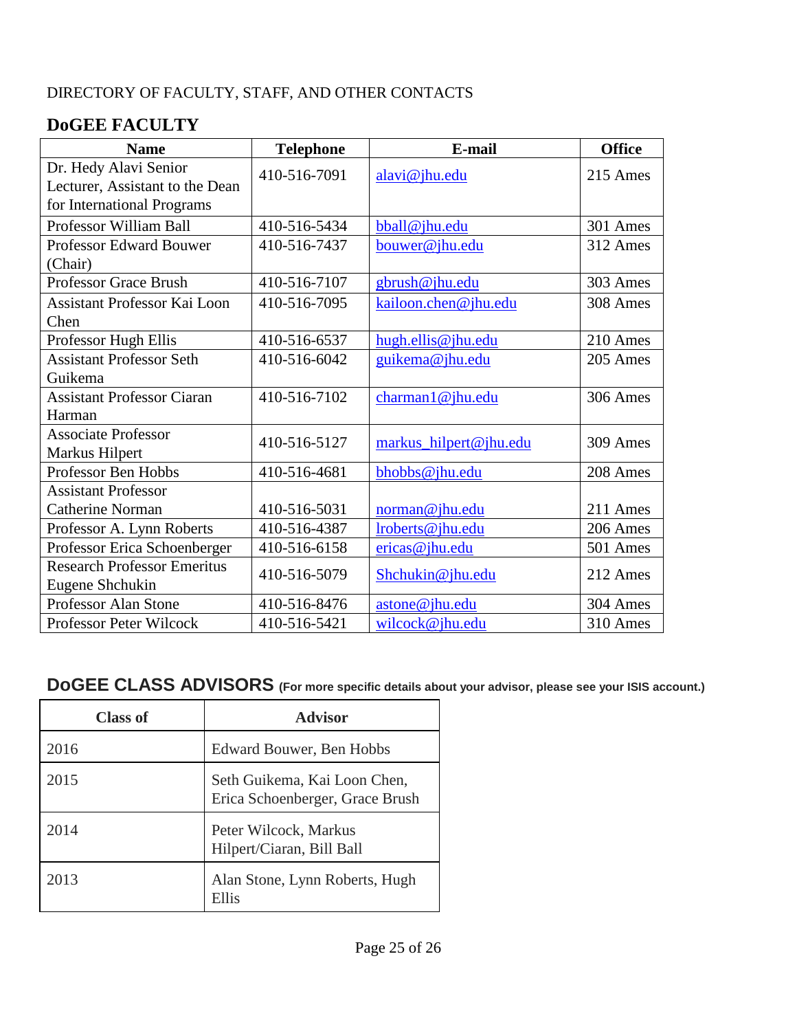DIRECTORY OF FACULTY, STAFF, AND OTHER CONTACTS

## DoGEE FACULTY

| Name | Telephone | E-mail | Office |
|---|---|---|---|
| Dr. Hedy Alavi Senior Lecturer, Assistant to the Dean for International Programs | 410-516-7091 | alavi@jhu.edu | 215 Ames |
| Professor William Ball | 410-516-5434 | bball@jhu.edu | 301 Ames |
| Professor Edward Bouwer (Chair) | 410-516-7437 | bouwer@jhu.edu | 312 Ames |
| Professor Grace Brush | 410-516-7107 | gbrush@jhu.edu | 303 Ames |
| Assistant Professor Kai Loon Chen | 410-516-7095 | kailoon.chen@jhu.edu | 308 Ames |
| Professor Hugh Ellis | 410-516-6537 | hugh.ellis@jhu.edu | 210 Ames |
| Assistant Professor Seth Guikema | 410-516-6042 | guikema@jhu.edu | 205 Ames |
| Assistant Professor Ciaran Harman | 410-516-7102 | charman1@jhu.edu | 306 Ames |
| Associate Professor Markus Hilpert | 410-516-5127 | markus_hilpert@jhu.edu | 309 Ames |
| Professor Ben Hobbs | 410-516-4681 | bhobbs@jhu.edu | 208 Ames |
| Assistant Professor Catherine Norman | 410-516-5031 | norman@jhu.edu | 211 Ames |
| Professor A. Lynn Roberts | 410-516-4387 | lroberts@jhu.edu | 206 Ames |
| Professor Erica Schoenberger | 410-516-6158 | ericas@jhu.edu | 501 Ames |
| Research Professor Emeritus Eugene Shchukin | 410-516-5079 | Shchukin@jhu.edu | 212 Ames |
| Professor Alan Stone | 410-516-8476 | astone@jhu.edu | 304 Ames |
| Professor Peter Wilcock | 410-516-5421 | wilcock@jhu.edu | 310 Ames |

## DoGEE CLASS ADVISORS (For more specific details about your advisor, please see your ISIS account.)

| Class of | Advisor |
|---|---|
| 2016 | Edward Bouwer, Ben Hobbs |
| 2015 | Seth Guikema, Kai Loon Chen, Erica Schoenberger, Grace Brush |
| 2014 | Peter Wilcock, Markus Hilpert/Ciaran, Bill Ball |
| 2013 | Alan Stone, Lynn Roberts, Hugh Ellis |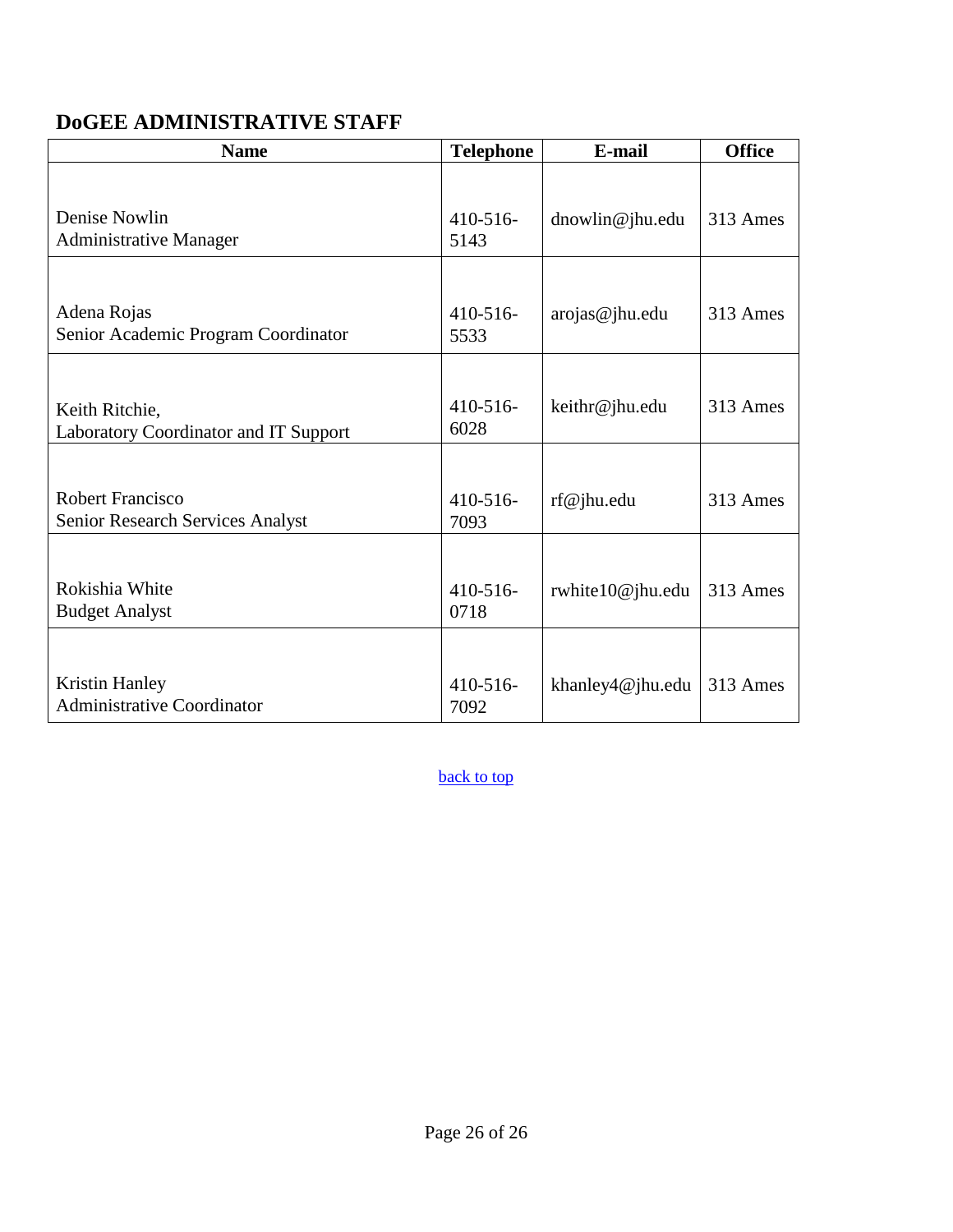## DoGEE ADMINISTRATIVE STAFF

| Name | Telephone | E-mail | Office |
|---|---|---|---|
| Denise Nowlin<br>Administrative Manager | 410-516-5143 | dnowlin@jhu.edu | 313 Ames |
| Adena Rojas<br>Senior Academic Program Coordinator | 410-516-5533 | arojas@jhu.edu | 313 Ames |
| Keith Ritchie,<br>Laboratory Coordinator and IT Support | 410-516-6028 | keithr@jhu.edu | 313 Ames |
| Robert Francisco<br>Senior Research Services Analyst | 410-516-7093 | rf@jhu.edu | 313 Ames |
| Rokishia White<br>Budget Analyst | 410-516-0718 | rwhite10@jhu.edu | 313 Ames |
| Kristin Hanley<br>Administrative Coordinator | 410-516-7092 | khanley4@jhu.edu | 313 Ames |

back to top